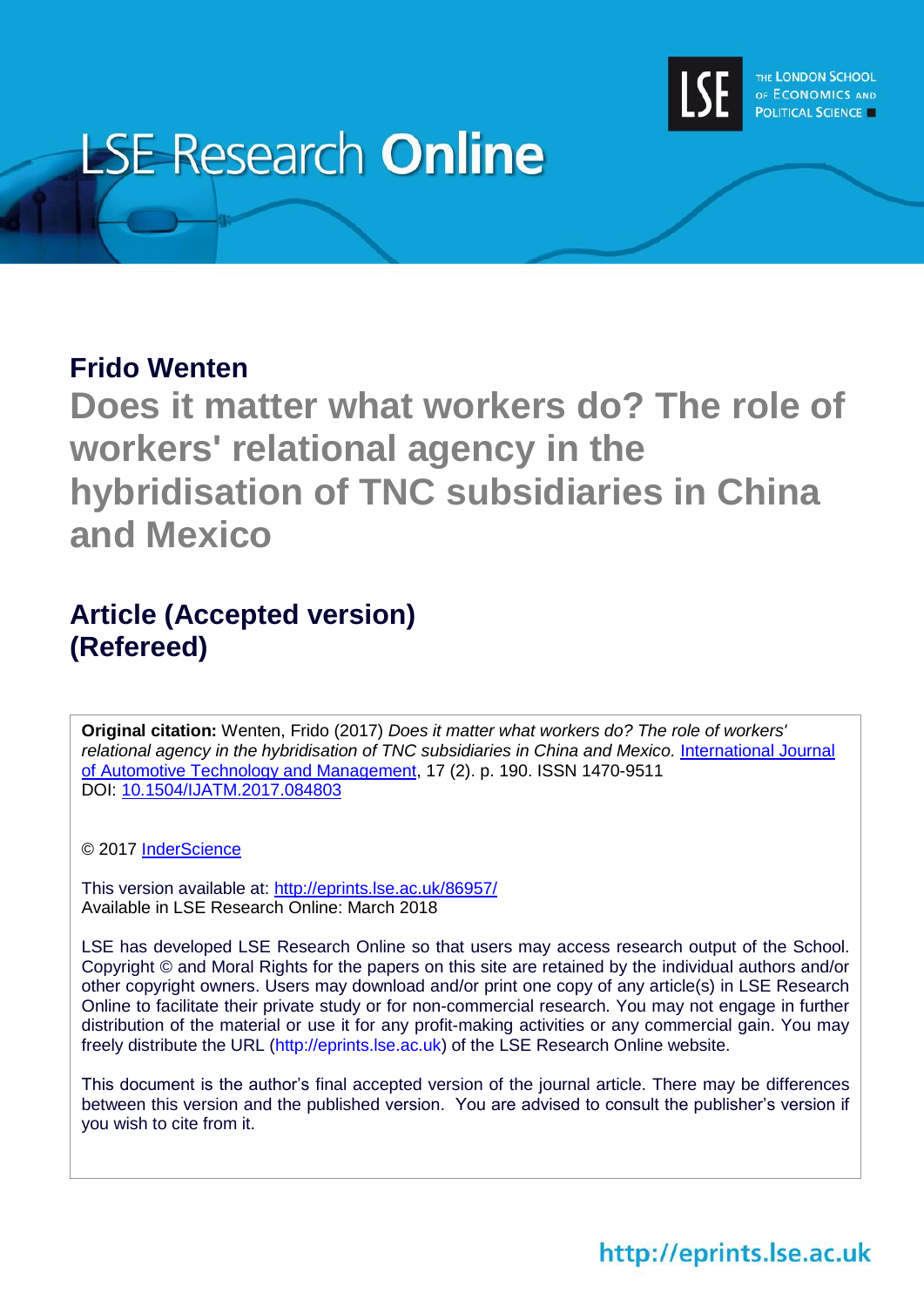LSE Research **Online**

THE LONDON SCHOOL OF ECONOMICS AND POLITICAL SCIENCE

## Frido Wenten

# Does it matter what workers do? The role of workers' relational agency in the hybridisation of TNC subsidiaries in China and Mexico

## Article (Accepted version) (Refereed)

**Original citation:** Wenten, Frido (2017) *Does it matter what workers do? The role of workers' relational agency in the hybridisation of TNC subsidiaries in China and Mexico.* International Journal of Automotive Technology and Management, 17 (2). p. 190. ISSN 1470-9511
DOI: 10.1504/IJATM.2017.084803

© 2017 InderScience

This version available at: http://eprints.lse.ac.uk/86957/
Available in LSE Research Online: March 2018

LSE has developed LSE Research Online so that users may access research output of the School. Copyright © and Moral Rights for the papers on this site are retained by the individual authors and/or other copyright owners. Users may download and/or print one copy of any article(s) in LSE Research Online to facilitate their private study or for non-commercial research. You may not engage in further distribution of the material or use it for any profit-making activities or any commercial gain. You may freely distribute the URL (http://eprints.lse.ac.uk) of the LSE Research Online website.

This document is the author's final accepted version of the journal article. There may be differences between this version and the published version. You are advised to consult the publisher's version if you wish to cite from it.

http://eprints.lse.ac.uk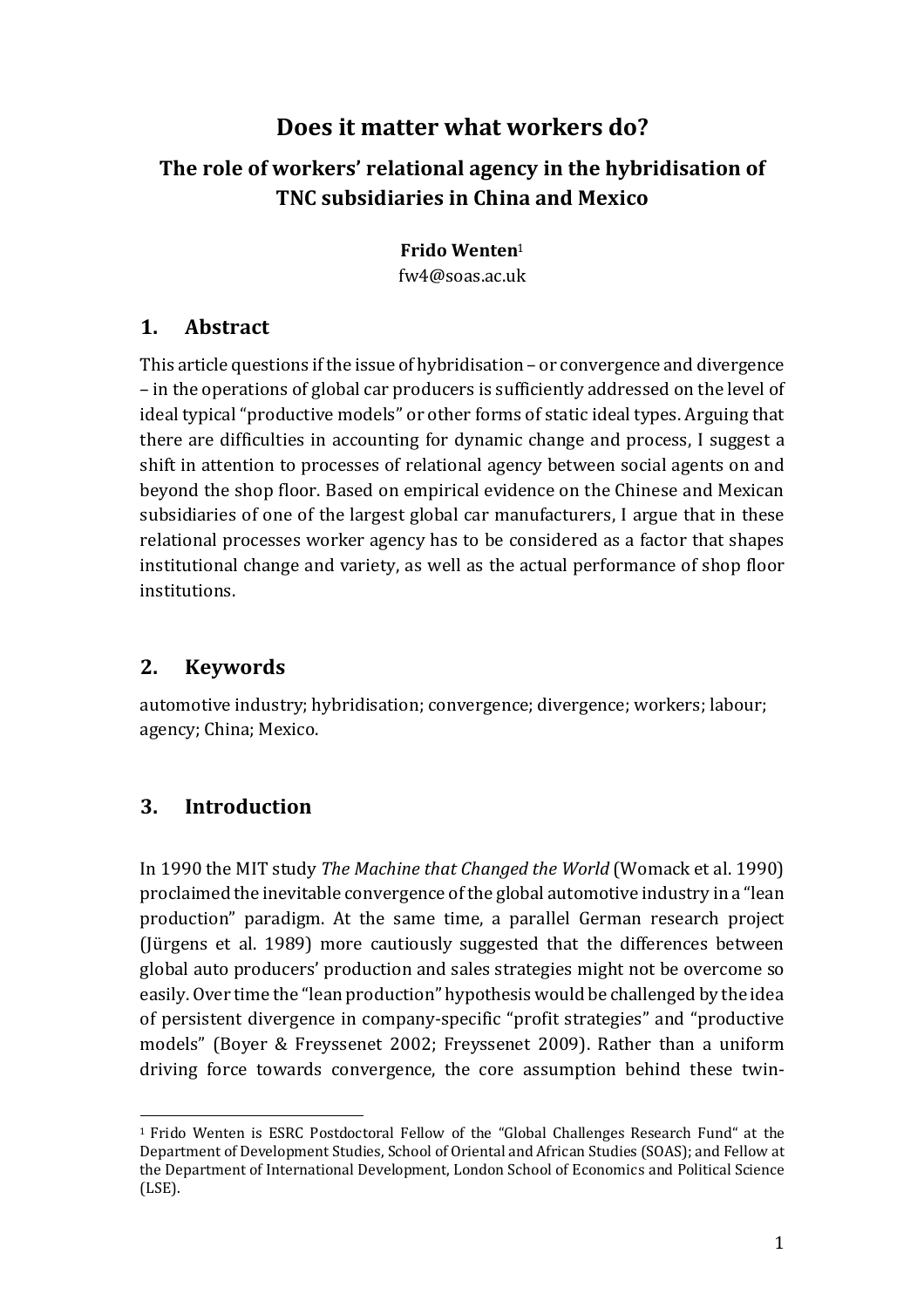# Does it matter what workers do?

## The role of workers' relational agency in the hybridisation of TNC subsidiaries in China and Mexico

**Frido Wenten**[1]

fw4@soas.ac.uk

## 1. Abstract

This article questions if the issue of hybridisation – or convergence and divergence – in the operations of global car producers is sufficiently addressed on the level of ideal typical "productive models" or other forms of static ideal types. Arguing that there are difficulties in accounting for dynamic change and process, I suggest a shift in attention to processes of relational agency between social agents on and beyond the shop floor. Based on empirical evidence on the Chinese and Mexican subsidiaries of one of the largest global car manufacturers, I argue that in these relational processes worker agency has to be considered as a factor that shapes institutional change and variety, as well as the actual performance of shop floor institutions.

## 2. Keywords

automotive industry; hybridisation; convergence; divergence; workers; labour; agency; China; Mexico.

## 3. Introduction

In 1990 the MIT study *The Machine that Changed the World* (Womack et al. 1990) proclaimed the inevitable convergence of the global automotive industry in a "lean production" paradigm. At the same time, a parallel German research project (Jürgens et al. 1989) more cautiously suggested that the differences between global auto producers' production and sales strategies might not be overcome so easily. Over time the "lean production" hypothesis would be challenged by the idea of persistent divergence in company-specific "profit strategies" and "productive models" (Boyer & Freyssenet 2002; Freyssenet 2009). Rather than a uniform driving force towards convergence, the core assumption behind these twin-

[1] Frido Wenten is ESRC Postdoctoral Fellow of the "Global Challenges Research Fund" at the Department of Development Studies, School of Oriental and African Studies (SOAS); and Fellow at the Department of International Development, London School of Economics and Political Science (LSE).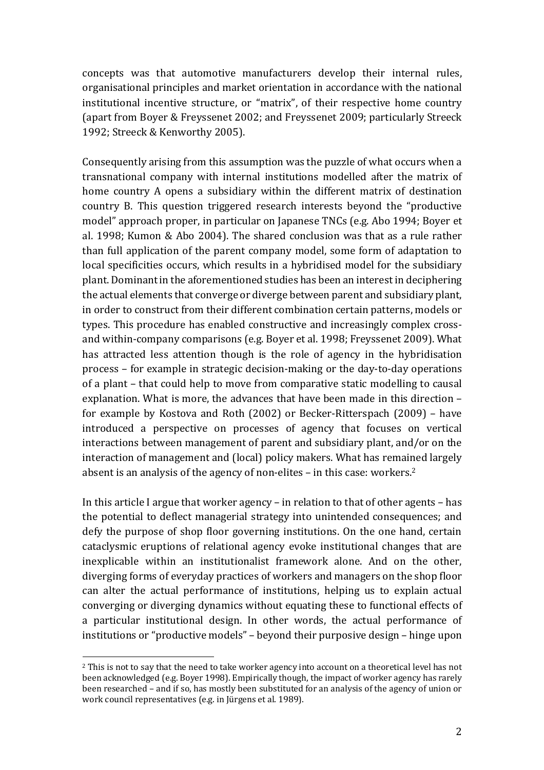concepts was that automotive manufacturers develop their internal rules, organisational principles and market orientation in accordance with the national institutional incentive structure, or "matrix", of their respective home country (apart from Boyer & Freyssenet 2002; and Freyssenet 2009; particularly Streeck 1992; Streeck & Kenworthy 2005).

Consequently arising from this assumption was the puzzle of what occurs when a transnational company with internal institutions modelled after the matrix of home country A opens a subsidiary within the different matrix of destination country B. This question triggered research interests beyond the "productive model" approach proper, in particular on Japanese TNCs (e.g. Abo 1994; Boyer et al. 1998; Kumon & Abo 2004). The shared conclusion was that as a rule rather than full application of the parent company model, some form of adaptation to local specificities occurs, which results in a hybridised model for the subsidiary plant. Dominant in the aforementioned studies has been an interest in deciphering the actual elements that converge or diverge between parent and subsidiary plant, in order to construct from their different combination certain patterns, models or types. This procedure has enabled constructive and increasingly complex cross- and within-company comparisons (e.g. Boyer et al. 1998; Freyssenet 2009). What has attracted less attention though is the role of agency in the hybridisation process – for example in strategic decision-making or the day-to-day operations of a plant – that could help to move from comparative static modelling to causal explanation. What is more, the advances that have been made in this direction – for example by Kostova and Roth (2002) or Becker-Ritterspach (2009) – have introduced a perspective on processes of agency that focuses on vertical interactions between management of parent and subsidiary plant, and/or on the interaction of management and (local) policy makers. What has remained largely absent is an analysis of the agency of non-elites – in this case: workers.[2]

In this article I argue that worker agency – in relation to that of other agents – has the potential to deflect managerial strategy into unintended consequences; and defy the purpose of shop floor governing institutions. On the one hand, certain cataclysmic eruptions of relational agency evoke institutional changes that are inexplicable within an institutionalist framework alone. And on the other, diverging forms of everyday practices of workers and managers on the shop floor can alter the actual performance of institutions, helping us to explain actual converging or diverging dynamics without equating these to functional effects of a particular institutional design. In other words, the actual performance of institutions or "productive models" – beyond their purposive design – hinge upon

[2] This is not to say that the need to take worker agency into account on a theoretical level has not been acknowledged (e.g. Boyer 1998). Empirically though, the impact of worker agency has rarely been researched – and if so, has mostly been substituted for an analysis of the agency of union or work council representatives (e.g. in Jürgens et al. 1989).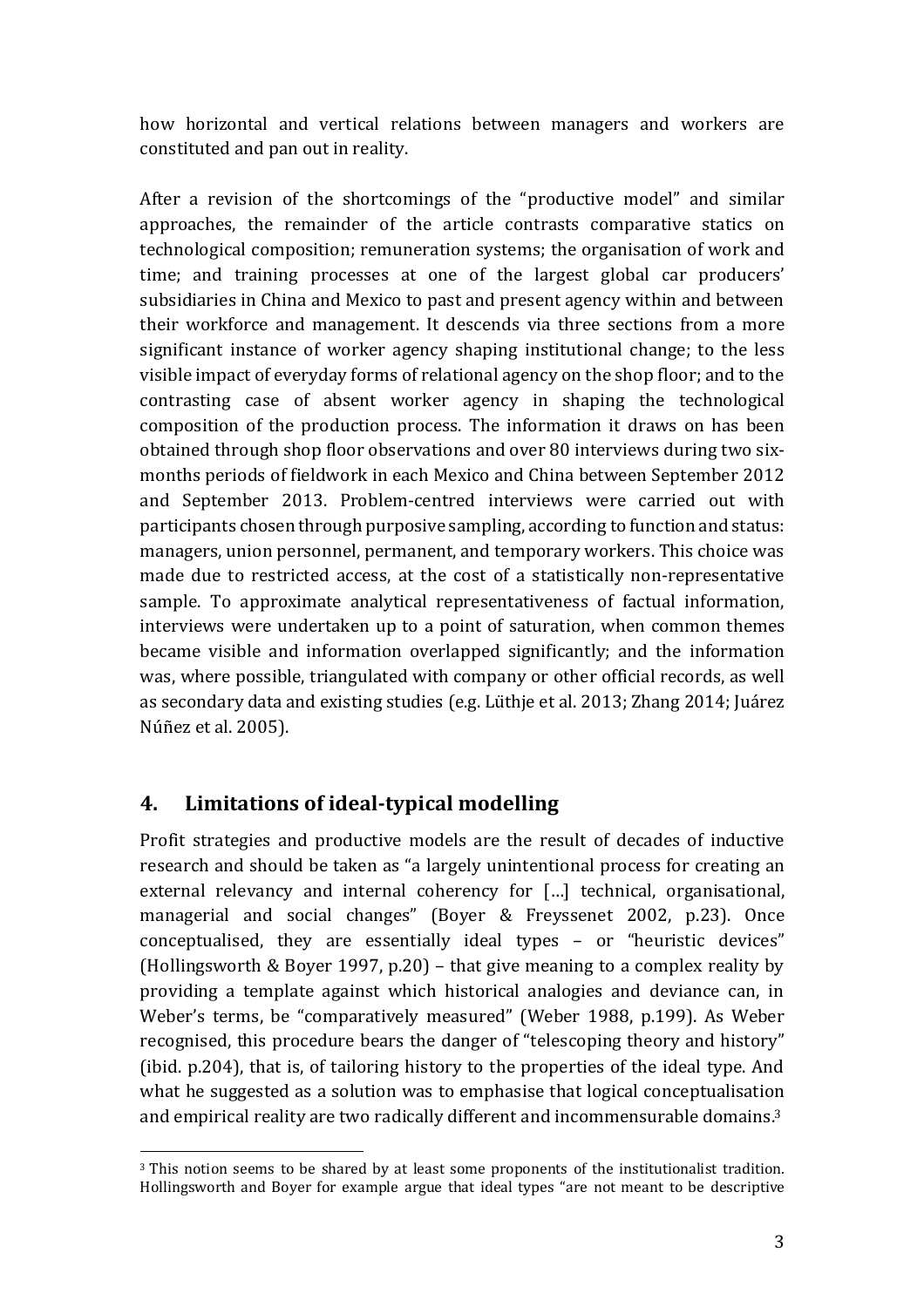how horizontal and vertical relations between managers and workers are constituted and pan out in reality.

After a revision of the shortcomings of the "productive model" and similar approaches, the remainder of the article contrasts comparative statics on technological composition; remuneration systems; the organisation of work and time; and training processes at one of the largest global car producers' subsidiaries in China and Mexico to past and present agency within and between their workforce and management. It descends via three sections from a more significant instance of worker agency shaping institutional change; to the less visible impact of everyday forms of relational agency on the shop floor; and to the contrasting case of absent worker agency in shaping the technological composition of the production process. The information it draws on has been obtained through shop floor observations and over 80 interviews during two six-months periods of fieldwork in each Mexico and China between September 2012 and September 2013. Problem-centred interviews were carried out with participants chosen through purposive sampling, according to function and status: managers, union personnel, permanent, and temporary workers. This choice was made due to restricted access, at the cost of a statistically non-representative sample. To approximate analytical representativeness of factual information, interviews were undertaken up to a point of saturation, when common themes became visible and information overlapped significantly; and the information was, where possible, triangulated with company or other official records, as well as secondary data and existing studies (e.g. Lüthje et al. 2013; Zhang 2014; Juárez Núñez et al. 2005).

## 4. Limitations of ideal-typical modelling

Profit strategies and productive models are the result of decades of inductive research and should be taken as "a largely unintentional process for creating an external relevancy and internal coherency for […] technical, organisational, managerial and social changes" (Boyer & Freyssenet 2002, p.23). Once conceptualised, they are essentially ideal types – or "heuristic devices" (Hollingsworth & Boyer 1997, p.20) – that give meaning to a complex reality by providing a template against which historical analogies and deviance can, in Weber's terms, be "comparatively measured" (Weber 1988, p.199). As Weber recognised, this procedure bears the danger of "telescoping theory and history" (ibid. p.204), that is, of tailoring history to the properties of the ideal type. And what he suggested as a solution was to emphasise that logical conceptualisation and empirical reality are two radically different and incommensurable domains.[3]

[3] This notion seems to be shared by at least some proponents of the institutionalist tradition. Hollingsworth and Boyer for example argue that ideal types "are not meant to be descriptive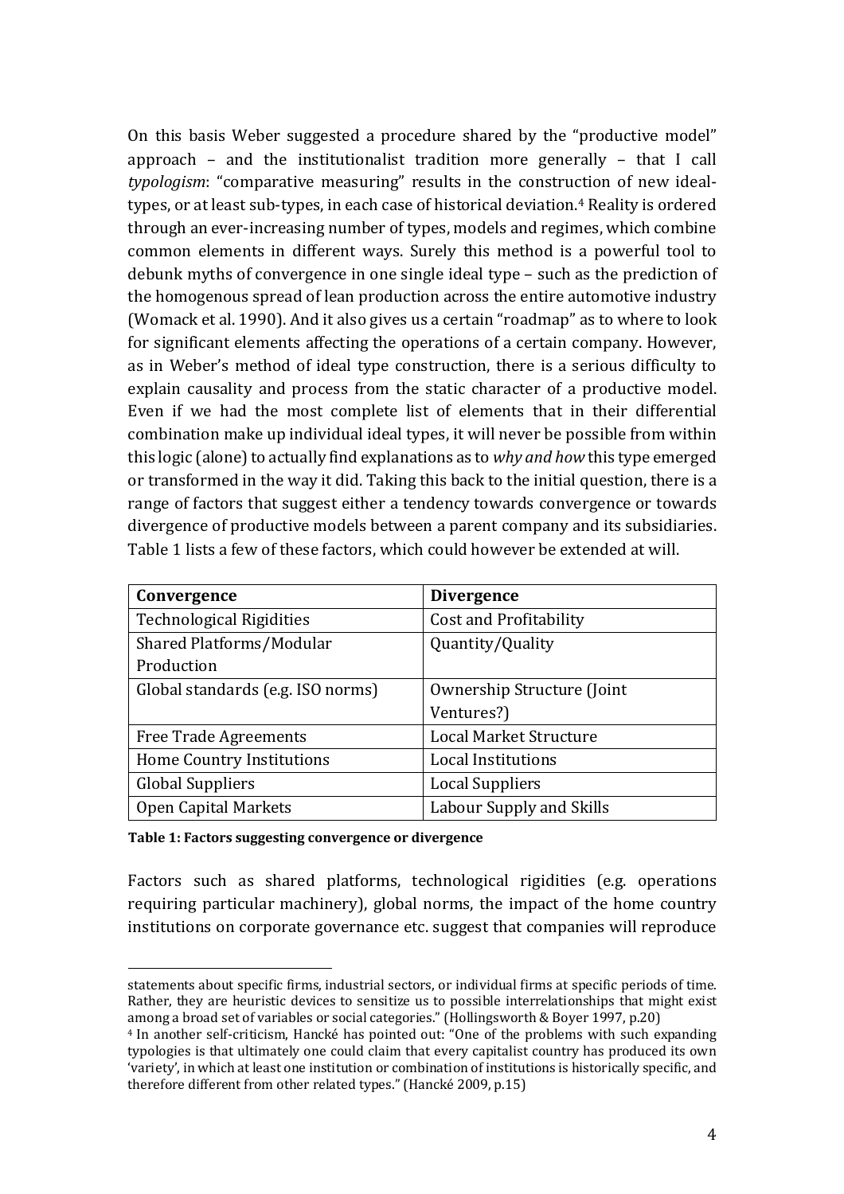On this basis Weber suggested a procedure shared by the "productive model" approach – and the institutionalist tradition more generally – that I call *typologism*: "comparative measuring" results in the construction of new ideal-types, or at least sub-types, in each case of historical deviation.[4] Reality is ordered through an ever-increasing number of types, models and regimes, which combine common elements in different ways. Surely this method is a powerful tool to debunk myths of convergence in one single ideal type – such as the prediction of the homogenous spread of lean production across the entire automotive industry (Womack et al. 1990). And it also gives us a certain "roadmap" as to where to look for significant elements affecting the operations of a certain company. However, as in Weber's method of ideal type construction, there is a serious difficulty to explain causality and process from the static character of a productive model. Even if we had the most complete list of elements that in their differential combination make up individual ideal types, it will never be possible from within this logic (alone) to actually find explanations as to *why and how* this type emerged or transformed in the way it did. Taking this back to the initial question, there is a range of factors that suggest either a tendency towards convergence or towards divergence of productive models between a parent company and its subsidiaries. Table 1 lists a few of these factors, which could however be extended at will.

| Convergence | Divergence |
|---|---|
| Technological Rigidities | Cost and Profitability |
| Shared Platforms/Modular Production | Quantity/Quality |
| Global standards (e.g. ISO norms) | Ownership Structure (Joint Ventures?) |
| Free Trade Agreements | Local Market Structure |
| Home Country Institutions | Local Institutions |
| Global Suppliers | Local Suppliers |
| Open Capital Markets | Labour Supply and Skills |

**Table 1: Factors suggesting convergence or divergence**

Factors such as shared platforms, technological rigidities (e.g. operations requiring particular machinery), global norms, the impact of the home country institutions on corporate governance etc. suggest that companies will reproduce

statements about specific firms, industrial sectors, or individual firms at specific periods of time. Rather, they are heuristic devices to sensitize us to possible interrelationships that might exist among a broad set of variables or social categories." (Hollingsworth & Boyer 1997, p.20)

[4] In another self-criticism, Hancké has pointed out: "One of the problems with such expanding typologies is that ultimately one could claim that every capitalist country has produced its own 'variety', in which at least one institution or combination of institutions is historically specific, and therefore different from other related types." (Hancké 2009, p.15)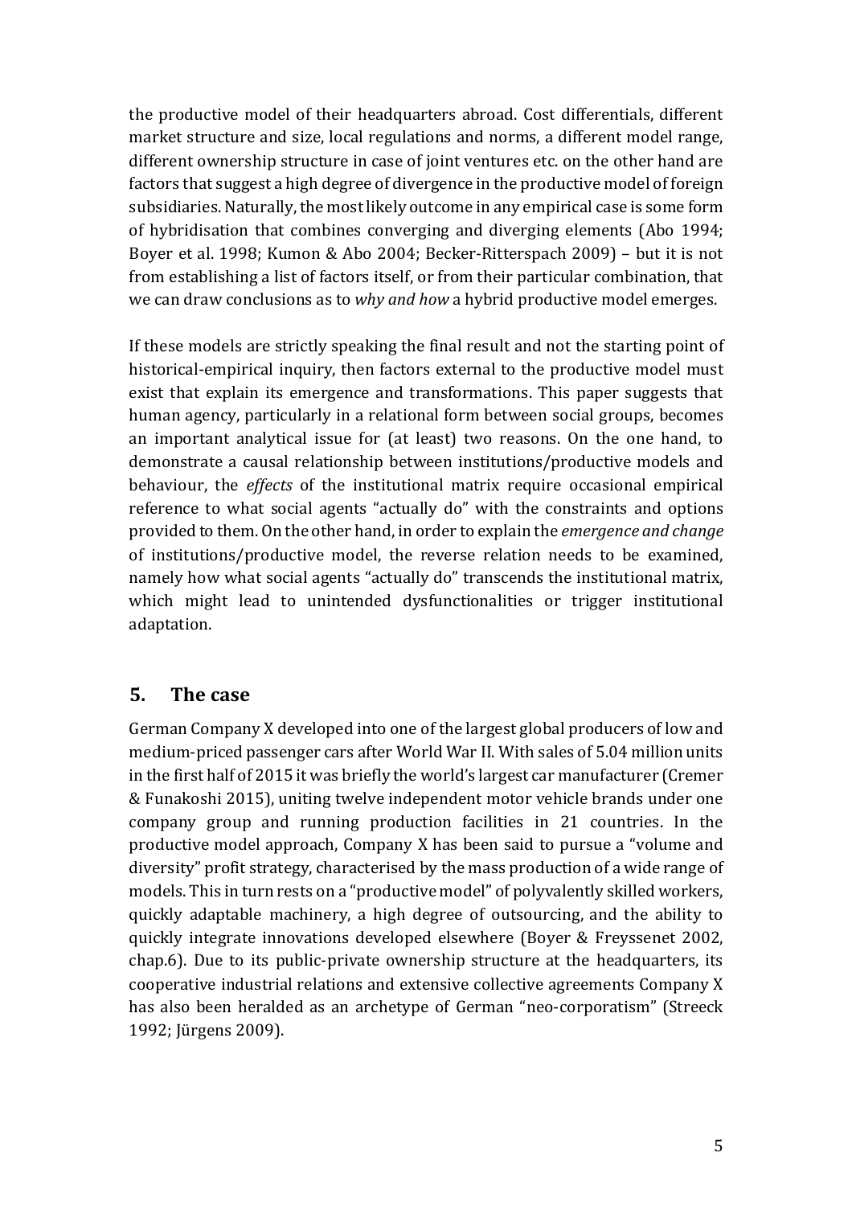the productive model of their headquarters abroad. Cost differentials, different market structure and size, local regulations and norms, a different model range, different ownership structure in case of joint ventures etc. on the other hand are factors that suggest a high degree of divergence in the productive model of foreign subsidiaries. Naturally, the most likely outcome in any empirical case is some form of hybridisation that combines converging and diverging elements (Abo 1994; Boyer et al. 1998; Kumon & Abo 2004; Becker-Ritterspach 2009) – but it is not from establishing a list of factors itself, or from their particular combination, that we can draw conclusions as to *why and how* a hybrid productive model emerges.

If these models are strictly speaking the final result and not the starting point of historical-empirical inquiry, then factors external to the productive model must exist that explain its emergence and transformations. This paper suggests that human agency, particularly in a relational form between social groups, becomes an important analytical issue for (at least) two reasons. On the one hand, to demonstrate a causal relationship between institutions/productive models and behaviour, the *effects* of the institutional matrix require occasional empirical reference to what social agents "actually do" with the constraints and options provided to them. On the other hand, in order to explain the *emergence and change* of institutions/productive model, the reverse relation needs to be examined, namely how what social agents "actually do" transcends the institutional matrix, which might lead to unintended dysfunctionalities or trigger institutional adaptation.

## 5. The case

German Company X developed into one of the largest global producers of low and medium-priced passenger cars after World War II. With sales of 5.04 million units in the first half of 2015 it was briefly the world's largest car manufacturer (Cremer & Funakoshi 2015), uniting twelve independent motor vehicle brands under one company group and running production facilities in 21 countries. In the productive model approach, Company X has been said to pursue a "volume and diversity" profit strategy, characterised by the mass production of a wide range of models. This in turn rests on a "productive model" of polyvalently skilled workers, quickly adaptable machinery, a high degree of outsourcing, and the ability to quickly integrate innovations developed elsewhere (Boyer & Freyssenet 2002, chap.6). Due to its public-private ownership structure at the headquarters, its cooperative industrial relations and extensive collective agreements Company X has also been heralded as an archetype of German "neo-corporatism" (Streeck 1992; Jürgens 2009).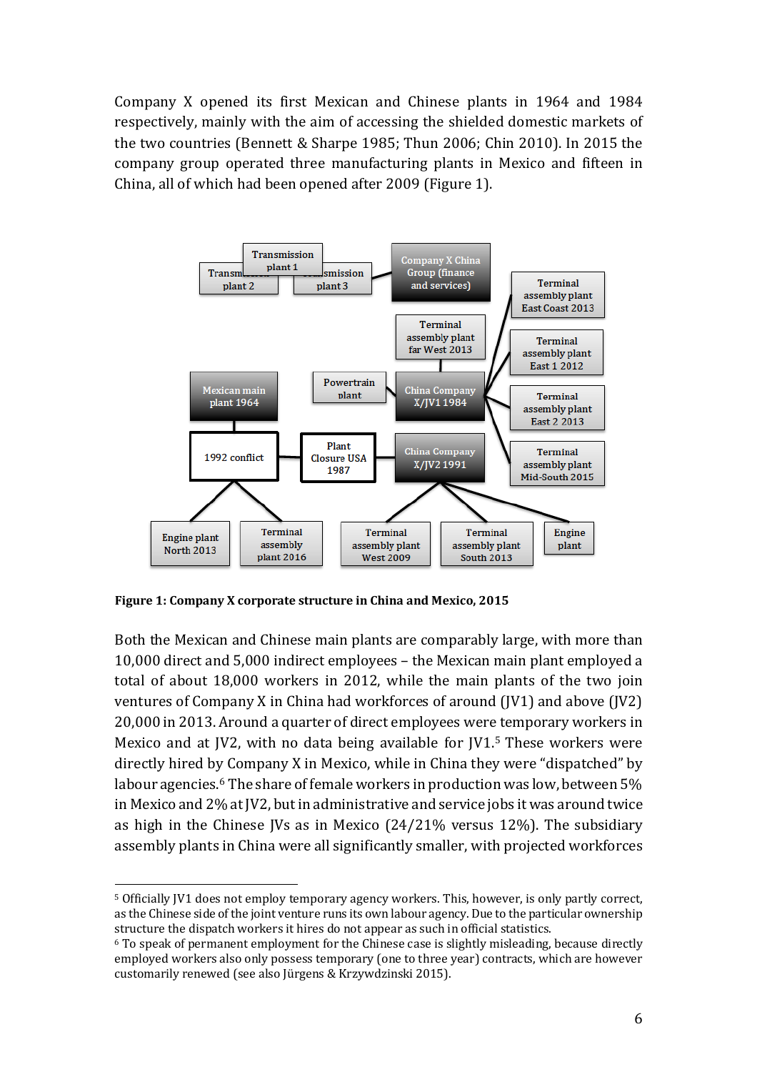Company X opened its first Mexican and Chinese plants in 1964 and 1984 respectively, mainly with the aim of accessing the shielded domestic markets of the two countries (Bennett & Sharpe 1985; Thun 2006; Chin 2010). In 2015 the company group operated three manufacturing plants in Mexico and fifteen in China, all of which had been opened after 2009 (Figure 1).

**Figure 1: Company X corporate structure in China and Mexico, 2015**

Both the Mexican and Chinese main plants are comparably large, with more than 10,000 direct and 5,000 indirect employees – the Mexican main plant employed a total of about 18,000 workers in 2012, while the main plants of the two join ventures of Company X in China had workforces of around (JV1) and above (JV2) 20,000 in 2013. Around a quarter of direct employees were temporary workers in Mexico and at JV2, with no data being available for JV1.[5] These workers were directly hired by Company X in Mexico, while in China they were "dispatched" by labour agencies.[6] The share of female workers in production was low, between 5% in Mexico and 2% at JV2, but in administrative and service jobs it was around twice as high in the Chinese JVs as in Mexico (24/21% versus 12%). The subsidiary assembly plants in China were all significantly smaller, with projected workforces

---

[5] Officially JV1 does not employ temporary agency workers. This, however, is only partly correct, as the Chinese side of the joint venture runs its own labour agency. Due to the particular ownership structure the dispatch workers it hires do not appear as such in official statistics.

[6] To speak of permanent employment for the Chinese case is slightly misleading, because directly employed workers also only possess temporary (one to three year) contracts, which are however customarily renewed (see also Jürgens & Krzywdzinski 2015).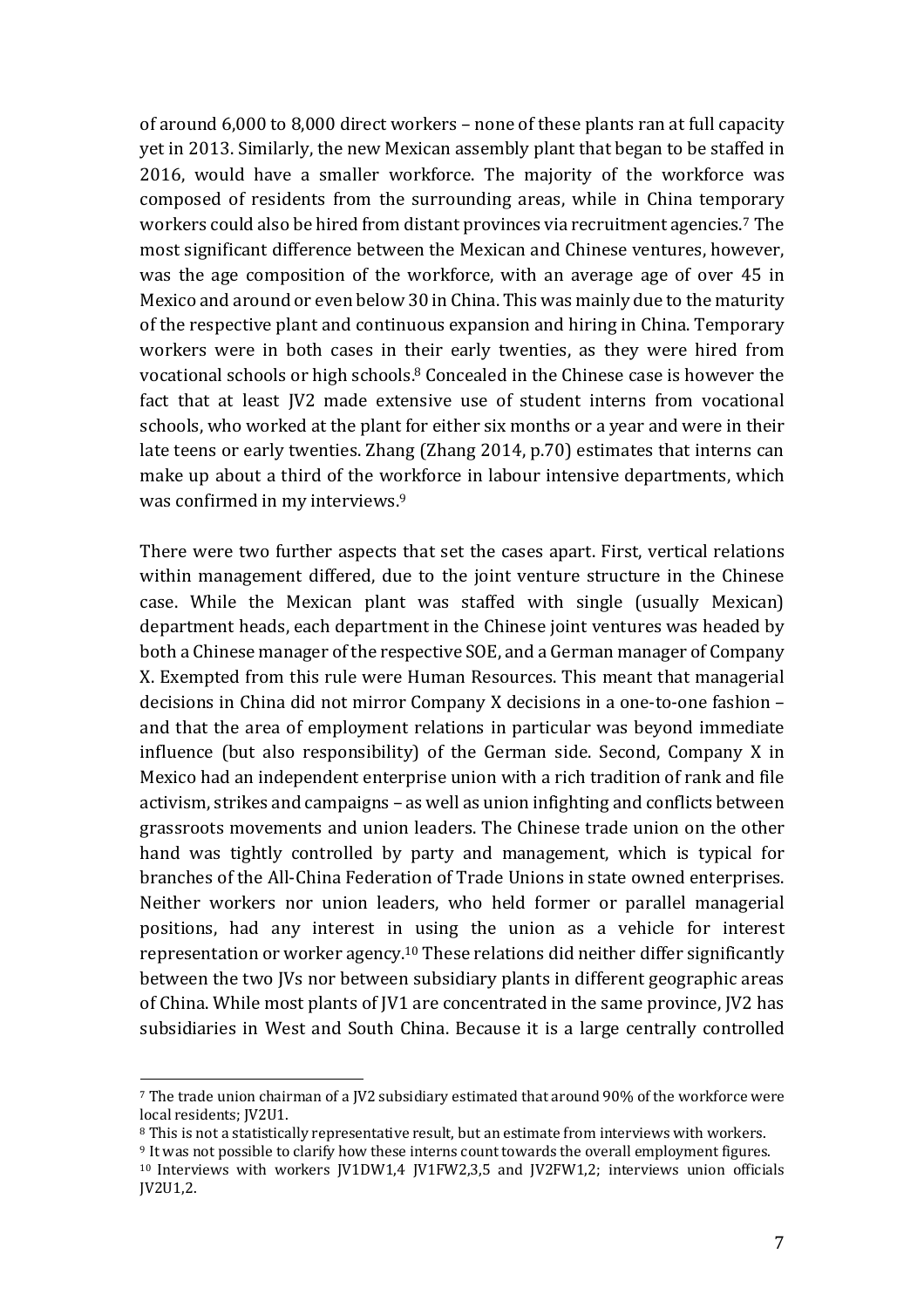of around 6,000 to 8,000 direct workers – none of these plants ran at full capacity yet in 2013. Similarly, the new Mexican assembly plant that began to be staffed in 2016, would have a smaller workforce. The majority of the workforce was composed of residents from the surrounding areas, while in China temporary workers could also be hired from distant provinces via recruitment agencies.[7] The most significant difference between the Mexican and Chinese ventures, however, was the age composition of the workforce, with an average age of over 45 in Mexico and around or even below 30 in China. This was mainly due to the maturity of the respective plant and continuous expansion and hiring in China. Temporary workers were in both cases in their early twenties, as they were hired from vocational schools or high schools.[8] Concealed in the Chinese case is however the fact that at least JV2 made extensive use of student interns from vocational schools, who worked at the plant for either six months or a year and were in their late teens or early twenties. Zhang (Zhang 2014, p.70) estimates that interns can make up about a third of the workforce in labour intensive departments, which was confirmed in my interviews.[9]

There were two further aspects that set the cases apart. First, vertical relations within management differed, due to the joint venture structure in the Chinese case. While the Mexican plant was staffed with single (usually Mexican) department heads, each department in the Chinese joint ventures was headed by both a Chinese manager of the respective SOE, and a German manager of Company X. Exempted from this rule were Human Resources. This meant that managerial decisions in China did not mirror Company X decisions in a one-to-one fashion – and that the area of employment relations in particular was beyond immediate influence (but also responsibility) of the German side. Second, Company X in Mexico had an independent enterprise union with a rich tradition of rank and file activism, strikes and campaigns – as well as union infighting and conflicts between grassroots movements and union leaders. The Chinese trade union on the other hand was tightly controlled by party and management, which is typical for branches of the All-China Federation of Trade Unions in state owned enterprises. Neither workers nor union leaders, who held former or parallel managerial positions, had any interest in using the union as a vehicle for interest representation or worker agency.[10] These relations did neither differ significantly between the two JVs nor between subsidiary plants in different geographic areas of China. While most plants of JV1 are concentrated in the same province, JV2 has subsidiaries in West and South China. Because it is a large centrally controlled

[7] The trade union chairman of a JV2 subsidiary estimated that around 90% of the workforce were local residents; JV2U1.

[8] This is not a statistically representative result, but an estimate from interviews with workers.

[9] It was not possible to clarify how these interns count towards the overall employment figures.

[10] Interviews with workers JV1DW1,4 JV1FW2,3,5 and JV2FW1,2; interviews union officials JV2U1,2.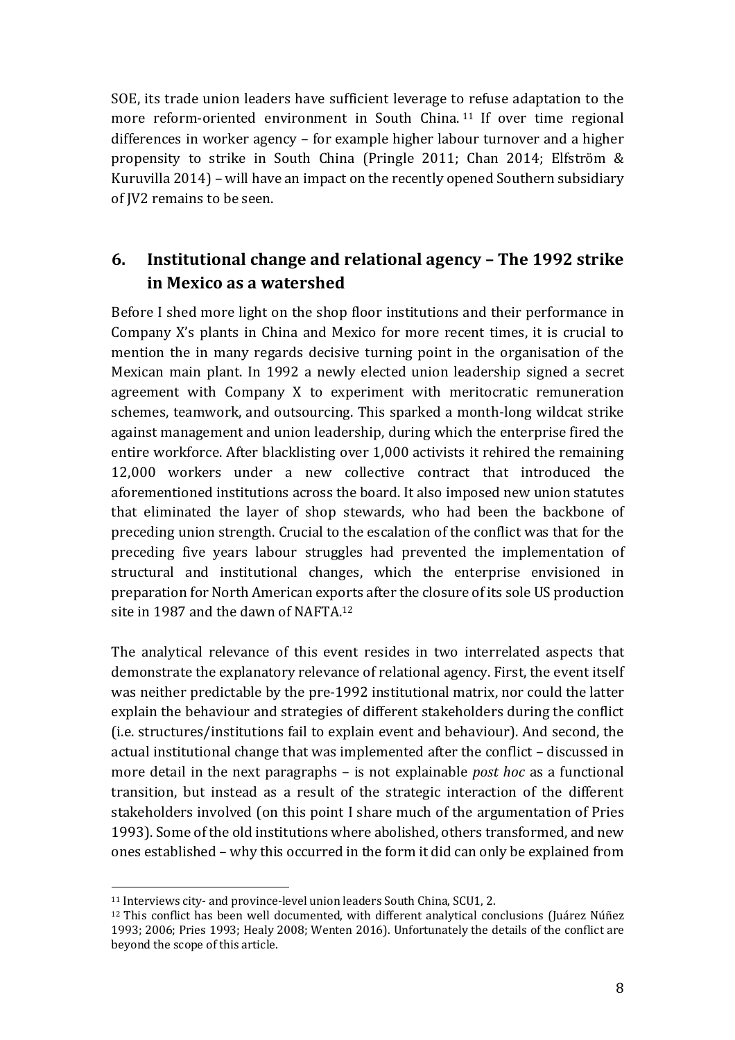SOE, its trade union leaders have sufficient leverage to refuse adaptation to the more reform-oriented environment in South China.[11] If over time regional differences in worker agency – for example higher labour turnover and a higher propensity to strike in South China (Pringle 2011; Chan 2014; Elfström & Kuruvilla 2014) – will have an impact on the recently opened Southern subsidiary of JV2 remains to be seen.

## 6. Institutional change and relational agency – The 1992 strike in Mexico as a watershed

Before I shed more light on the shop floor institutions and their performance in Company X's plants in China and Mexico for more recent times, it is crucial to mention the in many regards decisive turning point in the organisation of the Mexican main plant. In 1992 a newly elected union leadership signed a secret agreement with Company X to experiment with meritocratic remuneration schemes, teamwork, and outsourcing. This sparked a month-long wildcat strike against management and union leadership, during which the enterprise fired the entire workforce. After blacklisting over 1,000 activists it rehired the remaining 12,000 workers under a new collective contract that introduced the aforementioned institutions across the board. It also imposed new union statutes that eliminated the layer of shop stewards, who had been the backbone of preceding union strength. Crucial to the escalation of the conflict was that for the preceding five years labour struggles had prevented the implementation of structural and institutional changes, which the enterprise envisioned in preparation for North American exports after the closure of its sole US production site in 1987 and the dawn of NAFTA.[12]

The analytical relevance of this event resides in two interrelated aspects that demonstrate the explanatory relevance of relational agency. First, the event itself was neither predictable by the pre-1992 institutional matrix, nor could the latter explain the behaviour and strategies of different stakeholders during the conflict (i.e. structures/institutions fail to explain event and behaviour). And second, the actual institutional change that was implemented after the conflict – discussed in more detail in the next paragraphs – is not explainable *post hoc* as a functional transition, but instead as a result of the strategic interaction of the different stakeholders involved (on this point I share much of the argumentation of Pries 1993). Some of the old institutions where abolished, others transformed, and new ones established – why this occurred in the form it did can only be explained from

---

[11] Interviews city- and province-level union leaders South China, SCU1, 2.

[12] This conflict has been well documented, with different analytical conclusions (Juárez Núñez 1993; 2006; Pries 1993; Healy 2008; Wenten 2016). Unfortunately the details of the conflict are beyond the scope of this article.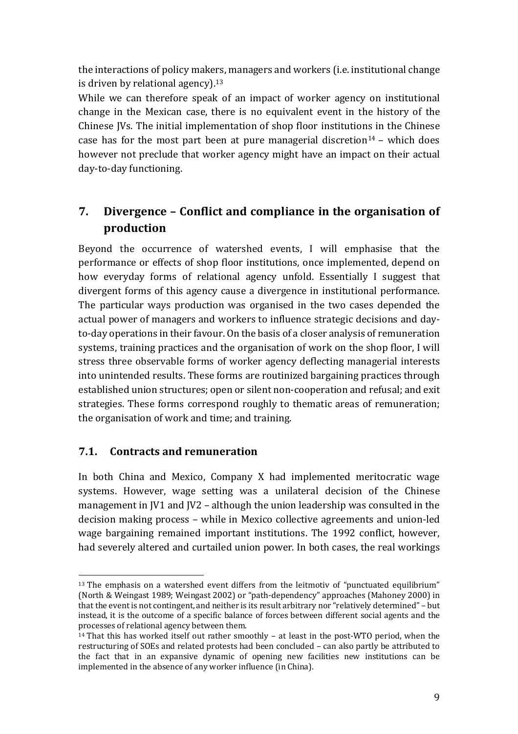the interactions of policy makers, managers and workers (i.e. institutional change is driven by relational agency).[13]

While we can therefore speak of an impact of worker agency on institutional change in the Mexican case, there is no equivalent event in the history of the Chinese JVs. The initial implementation of shop floor institutions in the Chinese case has for the most part been at pure managerial discretion[14] – which does however not preclude that worker agency might have an impact on their actual day-to-day functioning.

## 7. Divergence – Conflict and compliance in the organisation of production

Beyond the occurrence of watershed events, I will emphasise that the performance or effects of shop floor institutions, once implemented, depend on how everyday forms of relational agency unfold. Essentially I suggest that divergent forms of this agency cause a divergence in institutional performance. The particular ways production was organised in the two cases depended the actual power of managers and workers to influence strategic decisions and day-to-day operations in their favour. On the basis of a closer analysis of remuneration systems, training practices and the organisation of work on the shop floor, I will stress three observable forms of worker agency deflecting managerial interests into unintended results. These forms are routinized bargaining practices through established union structures; open or silent non-cooperation and refusal; and exit strategies. These forms correspond roughly to thematic areas of remuneration; the organisation of work and time; and training.

### 7.1. Contracts and remuneration

In both China and Mexico, Company X had implemented meritocratic wage systems. However, wage setting was a unilateral decision of the Chinese management in JV1 and JV2 – although the union leadership was consulted in the decision making process – while in Mexico collective agreements and union-led wage bargaining remained important institutions. The 1992 conflict, however, had severely altered and curtailed union power. In both cases, the real workings

---

[13] The emphasis on a watershed event differs from the leitmotiv of "punctuated equilibrium" (North & Weingast 1989; Weingast 2002) or "path-dependency" approaches (Mahoney 2000) in that the event is not contingent, and neither is its result arbitrary nor "relatively determined" – but instead, it is the outcome of a specific balance of forces between different social agents and the processes of relational agency between them.

[14] That this has worked itself out rather smoothly – at least in the post-WTO period, when the restructuring of SOEs and related protests had been concluded – can also partly be attributed to the fact that in an expansive dynamic of opening new facilities new institutions can be implemented in the absence of any worker influence (in China).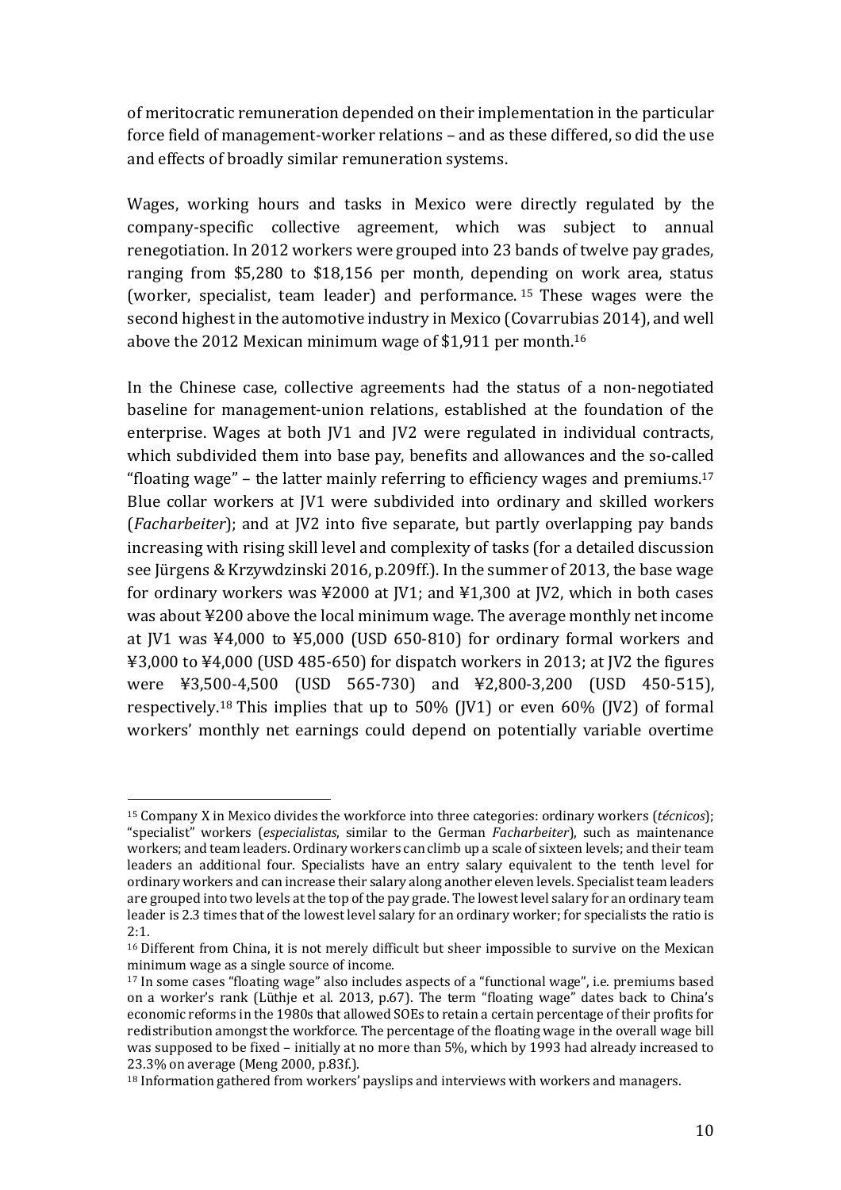of meritocratic remuneration depended on their implementation in the particular force field of management-worker relations – and as these differed, so did the use and effects of broadly similar remuneration systems.

Wages, working hours and tasks in Mexico were directly regulated by the company-specific collective agreement, which was subject to annual renegotiation. In 2012 workers were grouped into 23 bands of twelve pay grades, ranging from $5,280 to $18,156 per month, depending on work area, status (worker, specialist, team leader) and performance.[15] These wages were the second highest in the automotive industry in Mexico (Covarrubias 2014), and well above the 2012 Mexican minimum wage of $1,911 per month.[16]

In the Chinese case, collective agreements had the status of a non-negotiated baseline for management-union relations, established at the foundation of the enterprise. Wages at both JV1 and JV2 were regulated in individual contracts, which subdivided them into base pay, benefits and allowances and the so-called "floating wage" – the latter mainly referring to efficiency wages and premiums.[17] Blue collar workers at JV1 were subdivided into ordinary and skilled workers (*Facharbeiter*); and at JV2 into five separate, but partly overlapping pay bands increasing with rising skill level and complexity of tasks (for a detailed discussion see Jürgens & Krzywdzinski 2016, p.209ff.). In the summer of 2013, the base wage for ordinary workers was ¥2000 at JV1; and ¥1,300 at JV2, which in both cases was about ¥200 above the local minimum wage. The average monthly net income at JV1 was ¥4,000 to ¥5,000 (USD 650-810) for ordinary formal workers and ¥3,000 to ¥4,000 (USD 485-650) for dispatch workers in 2013; at JV2 the figures were ¥3,500-4,500 (USD 565-730) and ¥2,800-3,200 (USD 450-515), respectively.[18] This implies that up to 50% (JV1) or even 60% (JV2) of formal workers' monthly net earnings could depend on potentially variable overtime

---

[15] Company X in Mexico divides the workforce into three categories: ordinary workers (*técnicos*); "specialist" workers (*especialistas*, similar to the German *Facharbeiter*), such as maintenance workers; and team leaders. Ordinary workers can climb up a scale of sixteen levels; and their team leaders an additional four. Specialists have an entry salary equivalent to the tenth level for ordinary workers and can increase their salary along another eleven levels. Specialist team leaders are grouped into two levels at the top of the pay grade. The lowest level salary for an ordinary team leader is 2.3 times that of the lowest level salary for an ordinary worker; for specialists the ratio is 2:1.

[16] Different from China, it is not merely difficult but sheer impossible to survive on the Mexican minimum wage as a single source of income.

[17] In some cases "floating wage" also includes aspects of a "functional wage", i.e. premiums based on a worker's rank (Lüthje et al. 2013, p.67). The term "floating wage" dates back to China's economic reforms in the 1980s that allowed SOEs to retain a certain percentage of their profits for redistribution amongst the workforce. The percentage of the floating wage in the overall wage bill was supposed to be fixed – initially at no more than 5%, which by 1993 had already increased to 23.3% on average (Meng 2000, p.83f.).

[18] Information gathered from workers' payslips and interviews with workers and managers.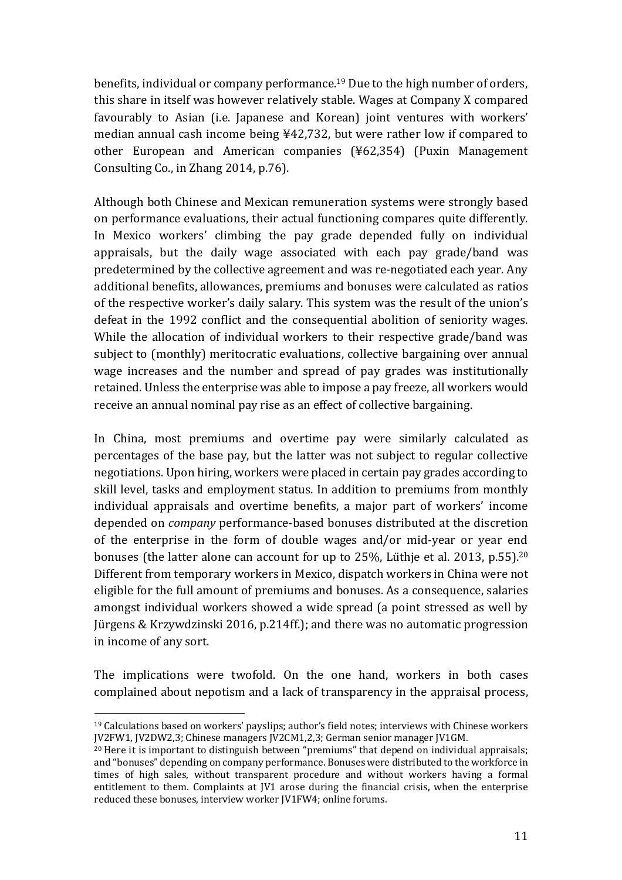benefits, individual or company performance.[19] Due to the high number of orders, this share in itself was however relatively stable. Wages at Company X compared favourably to Asian (i.e. Japanese and Korean) joint ventures with workers' median annual cash income being ¥42,732, but were rather low if compared to other European and American companies (¥62,354) (Puxin Management Consulting Co., in Zhang 2014, p.76).

Although both Chinese and Mexican remuneration systems were strongly based on performance evaluations, their actual functioning compares quite differently. In Mexico workers' climbing the pay grade depended fully on individual appraisals, but the daily wage associated with each pay grade/band was predetermined by the collective agreement and was re-negotiated each year. Any additional benefits, allowances, premiums and bonuses were calculated as ratios of the respective worker's daily salary. This system was the result of the union's defeat in the 1992 conflict and the consequential abolition of seniority wages. While the allocation of individual workers to their respective grade/band was subject to (monthly) meritocratic evaluations, collective bargaining over annual wage increases and the number and spread of pay grades was institutionally retained. Unless the enterprise was able to impose a pay freeze, all workers would receive an annual nominal pay rise as an effect of collective bargaining.

In China, most premiums and overtime pay were similarly calculated as percentages of the base pay, but the latter was not subject to regular collective negotiations. Upon hiring, workers were placed in certain pay grades according to skill level, tasks and employment status. In addition to premiums from monthly individual appraisals and overtime benefits, a major part of workers' income depended on *company* performance-based bonuses distributed at the discretion of the enterprise in the form of double wages and/or mid-year or year end bonuses (the latter alone can account for up to 25%, Lüthje et al. 2013, p.55).[20] Different from temporary workers in Mexico, dispatch workers in China were not eligible for the full amount of premiums and bonuses. As a consequence, salaries amongst individual workers showed a wide spread (a point stressed as well by Jürgens & Krzywdzinski 2016, p.214ff.); and there was no automatic progression in income of any sort.

The implications were twofold. On the one hand, workers in both cases complained about nepotism and a lack of transparency in the appraisal process,

---

[19] Calculations based on workers' payslips; author's field notes; interviews with Chinese workers JV2FW1, JV2DW2,3; Chinese managers JV2CM1,2,3; German senior manager JV1GM.

[20] Here it is important to distinguish between "premiums" that depend on individual appraisals; and "bonuses" depending on company performance. Bonuses were distributed to the workforce in times of high sales, without transparent procedure and without workers having a formal entitlement to them. Complaints at JV1 arose during the financial crisis, when the enterprise reduced these bonuses, interview worker JV1FW4; online forums.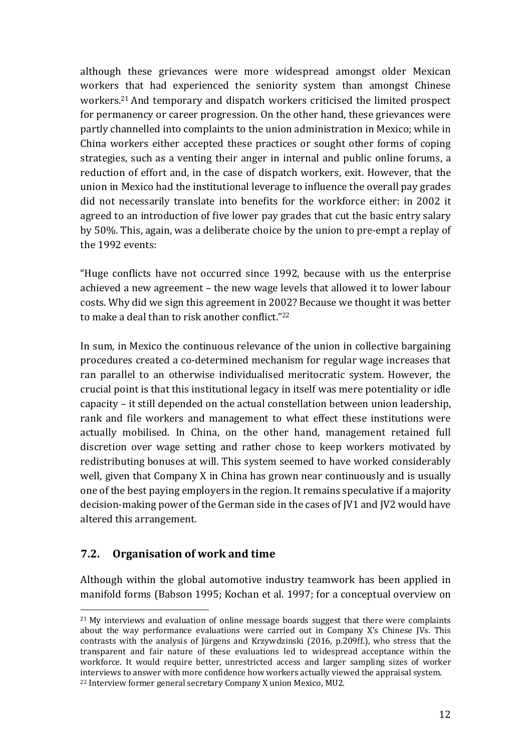although these grievances were more widespread amongst older Mexican workers that had experienced the seniority system than amongst Chinese workers.[21] And temporary and dispatch workers criticised the limited prospect for permanency or career progression. On the other hand, these grievances were partly channelled into complaints to the union administration in Mexico; while in China workers either accepted these practices or sought other forms of coping strategies, such as a venting their anger in internal and public online forums, a reduction of effort and, in the case of dispatch workers, exit. However, that the union in Mexico had the institutional leverage to influence the overall pay grades did not necessarily translate into benefits for the workforce either: in 2002 it agreed to an introduction of five lower pay grades that cut the basic entry salary by 50%. This, again, was a deliberate choice by the union to pre-empt a replay of the 1992 events:

"Huge conflicts have not occurred since 1992, because with us the enterprise achieved a new agreement – the new wage levels that allowed it to lower labour costs. Why did we sign this agreement in 2002? Because we thought it was better to make a deal than to risk another conflict."[22]

In sum, in Mexico the continuous relevance of the union in collective bargaining procedures created a co-determined mechanism for regular wage increases that ran parallel to an otherwise individualised meritocratic system. However, the crucial point is that this institutional legacy in itself was mere potentiality or idle capacity – it still depended on the actual constellation between union leadership, rank and file workers and management to what effect these institutions were actually mobilised. In China, on the other hand, management retained full discretion over wage setting and rather chose to keep workers motivated by redistributing bonuses at will. This system seemed to have worked considerably well, given that Company X in China has grown near continuously and is usually one of the best paying employers in the region. It remains speculative if a majority decision-making power of the German side in the cases of JV1 and JV2 would have altered this arrangement.

## 7.2. Organisation of work and time

Although within the global automotive industry teamwork has been applied in manifold forms (Babson 1995; Kochan et al. 1997; for a conceptual overview on

[21] My interviews and evaluation of online message boards suggest that there were complaints about the way performance evaluations were carried out in Company X's Chinese JVs. This contrasts with the analysis of Jürgens and Krzywdzinski (2016, p.209ff.), who stress that the transparent and fair nature of these evaluations led to widespread acceptance within the workforce. It would require better, unrestricted access and larger sampling sizes of worker interviews to answer with more confidence how workers actually viewed the appraisal system.

[22] Interview former general secretary Company X union Mexico, MU2.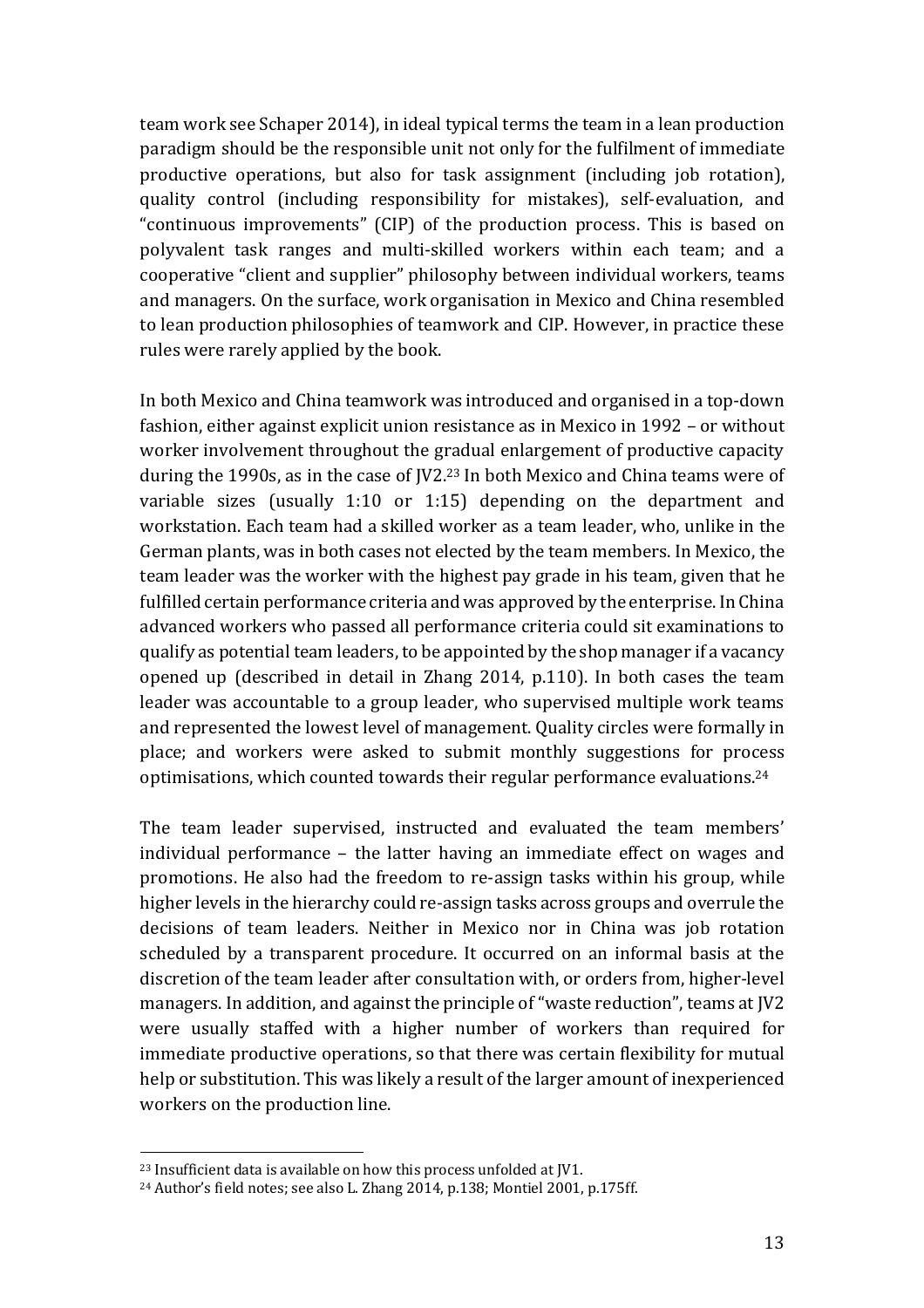team work see Schaper 2014), in ideal typical terms the team in a lean production paradigm should be the responsible unit not only for the fulfilment of immediate productive operations, but also for task assignment (including job rotation), quality control (including responsibility for mistakes), self-evaluation, and "continuous improvements" (CIP) of the production process. This is based on polyvalent task ranges and multi-skilled workers within each team; and a cooperative "client and supplier" philosophy between individual workers, teams and managers. On the surface, work organisation in Mexico and China resembled to lean production philosophies of teamwork and CIP. However, in practice these rules were rarely applied by the book.

In both Mexico and China teamwork was introduced and organised in a top-down fashion, either against explicit union resistance as in Mexico in 1992 – or without worker involvement throughout the gradual enlargement of productive capacity during the 1990s, as in the case of JV2.[23] In both Mexico and China teams were of variable sizes (usually 1:10 or 1:15) depending on the department and workstation. Each team had a skilled worker as a team leader, who, unlike in the German plants, was in both cases not elected by the team members. In Mexico, the team leader was the worker with the highest pay grade in his team, given that he fulfilled certain performance criteria and was approved by the enterprise. In China advanced workers who passed all performance criteria could sit examinations to qualify as potential team leaders, to be appointed by the shop manager if a vacancy opened up (described in detail in Zhang 2014, p.110). In both cases the team leader was accountable to a group leader, who supervised multiple work teams and represented the lowest level of management. Quality circles were formally in place; and workers were asked to submit monthly suggestions for process optimisations, which counted towards their regular performance evaluations.[24]

The team leader supervised, instructed and evaluated the team members' individual performance – the latter having an immediate effect on wages and promotions. He also had the freedom to re-assign tasks within his group, while higher levels in the hierarchy could re-assign tasks across groups and overrule the decisions of team leaders. Neither in Mexico nor in China was job rotation scheduled by a transparent procedure. It occurred on an informal basis at the discretion of the team leader after consultation with, or orders from, higher-level managers. In addition, and against the principle of "waste reduction", teams at JV2 were usually staffed with a higher number of workers than required for immediate productive operations, so that there was certain flexibility for mutual help or substitution. This was likely a result of the larger amount of inexperienced workers on the production line.

[23] Insufficient data is available on how this process unfolded at JV1.

[24] Author's field notes; see also L. Zhang 2014, p.138; Montiel 2001, p.175ff.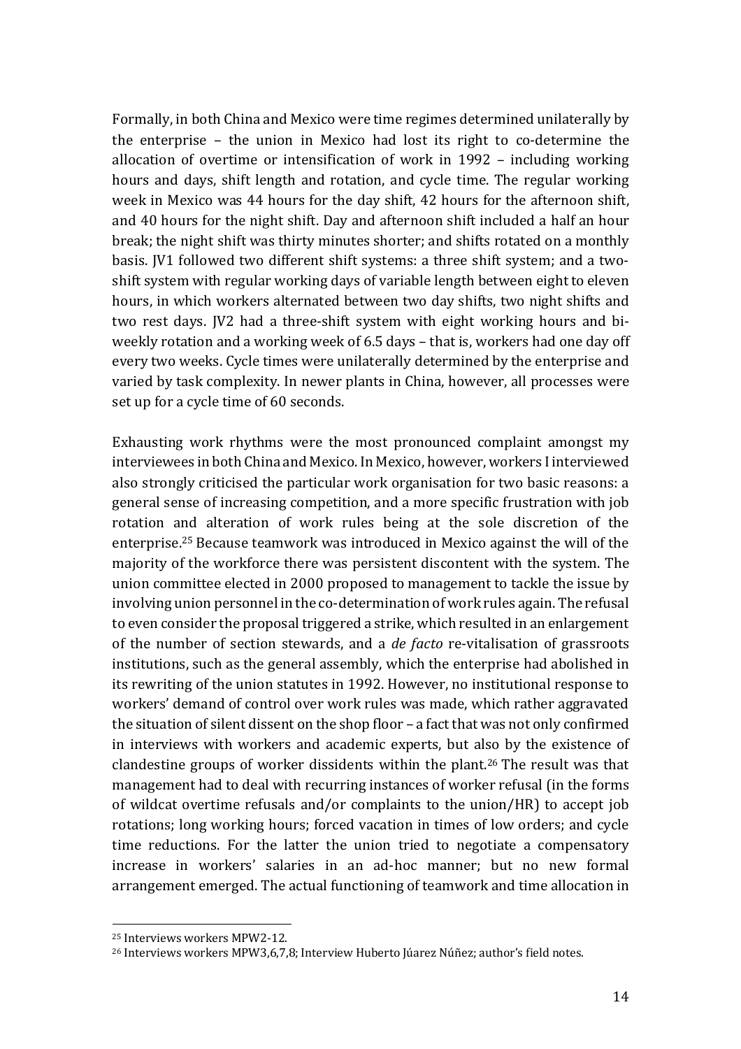Formally, in both China and Mexico were time regimes determined unilaterally by the enterprise – the union in Mexico had lost its right to co-determine the allocation of overtime or intensification of work in 1992 – including working hours and days, shift length and rotation, and cycle time. The regular working week in Mexico was 44 hours for the day shift, 42 hours for the afternoon shift, and 40 hours for the night shift. Day and afternoon shift included a half an hour break; the night shift was thirty minutes shorter; and shifts rotated on a monthly basis. JV1 followed two different shift systems: a three shift system; and a two-shift system with regular working days of variable length between eight to eleven hours, in which workers alternated between two day shifts, two night shifts and two rest days. JV2 had a three-shift system with eight working hours and bi-weekly rotation and a working week of 6.5 days – that is, workers had one day off every two weeks. Cycle times were unilaterally determined by the enterprise and varied by task complexity. In newer plants in China, however, all processes were set up for a cycle time of 60 seconds.

Exhausting work rhythms were the most pronounced complaint amongst my interviewees in both China and Mexico. In Mexico, however, workers I interviewed also strongly criticised the particular work organisation for two basic reasons: a general sense of increasing competition, and a more specific frustration with job rotation and alteration of work rules being at the sole discretion of the enterprise.[25] Because teamwork was introduced in Mexico against the will of the majority of the workforce there was persistent discontent with the system. The union committee elected in 2000 proposed to management to tackle the issue by involving union personnel in the co-determination of work rules again. The refusal to even consider the proposal triggered a strike, which resulted in an enlargement of the number of section stewards, and a *de facto* re-vitalisation of grassroots institutions, such as the general assembly, which the enterprise had abolished in its rewriting of the union statutes in 1992. However, no institutional response to workers' demand of control over work rules was made, which rather aggravated the situation of silent dissent on the shop floor – a fact that was not only confirmed in interviews with workers and academic experts, but also by the existence of clandestine groups of worker dissidents within the plant.[26] The result was that management had to deal with recurring instances of worker refusal (in the forms of wildcat overtime refusals and/or complaints to the union/HR) to accept job rotations; long working hours; forced vacation in times of low orders; and cycle time reductions. For the latter the union tried to negotiate a compensatory increase in workers' salaries in an ad-hoc manner; but no new formal arrangement emerged. The actual functioning of teamwork and time allocation in

---

[25] Interviews workers MPW2-12.

[26] Interviews workers MPW3,6,7,8; Interview Huberto Júarez Núñez; author's field notes.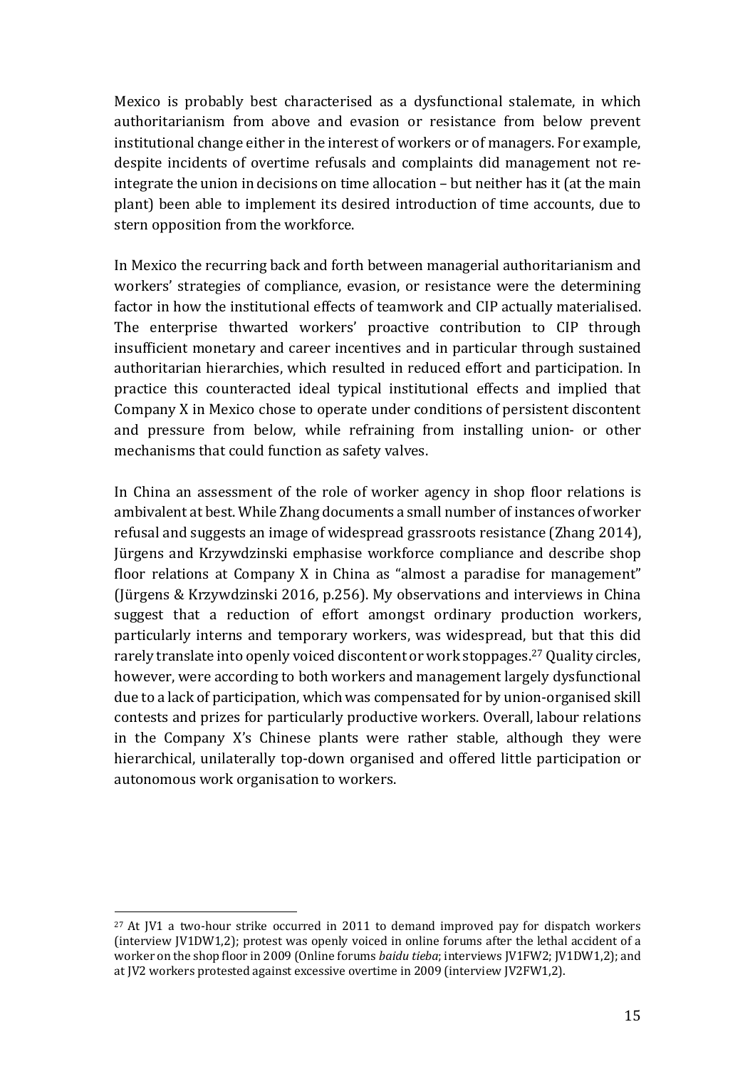Mexico is probably best characterised as a dysfunctional stalemate, in which authoritarianism from above and evasion or resistance from below prevent institutional change either in the interest of workers or of managers. For example, despite incidents of overtime refusals and complaints did management not re-integrate the union in decisions on time allocation – but neither has it (at the main plant) been able to implement its desired introduction of time accounts, due to stern opposition from the workforce.

In Mexico the recurring back and forth between managerial authoritarianism and workers' strategies of compliance, evasion, or resistance were the determining factor in how the institutional effects of teamwork and CIP actually materialised. The enterprise thwarted workers' proactive contribution to CIP through insufficient monetary and career incentives and in particular through sustained authoritarian hierarchies, which resulted in reduced effort and participation. In practice this counteracted ideal typical institutional effects and implied that Company X in Mexico chose to operate under conditions of persistent discontent and pressure from below, while refraining from installing union- or other mechanisms that could function as safety valves.

In China an assessment of the role of worker agency in shop floor relations is ambivalent at best. While Zhang documents a small number of instances of worker refusal and suggests an image of widespread grassroots resistance (Zhang 2014), Jürgens and Krzywdzinski emphasise workforce compliance and describe shop floor relations at Company X in China as "almost a paradise for management" (Jürgens & Krzywdzinski 2016, p.256). My observations and interviews in China suggest that a reduction of effort amongst ordinary production workers, particularly interns and temporary workers, was widespread, but that this did rarely translate into openly voiced discontent or work stoppages.[27] Quality circles, however, were according to both workers and management largely dysfunctional due to a lack of participation, which was compensated for by union-organised skill contests and prizes for particularly productive workers. Overall, labour relations in the Company X's Chinese plants were rather stable, although they were hierarchical, unilaterally top-down organised and offered little participation or autonomous work organisation to workers.

---

[27] At JV1 a two-hour strike occurred in 2011 to demand improved pay for dispatch workers (interview JV1DW1,2); protest was openly voiced in online forums after the lethal accident of a worker on the shop floor in 2009 (Online forums *baidu tieba*; interviews JV1FW2; JV1DW1,2); and at JV2 workers protested against excessive overtime in 2009 (interview JV2FW1,2).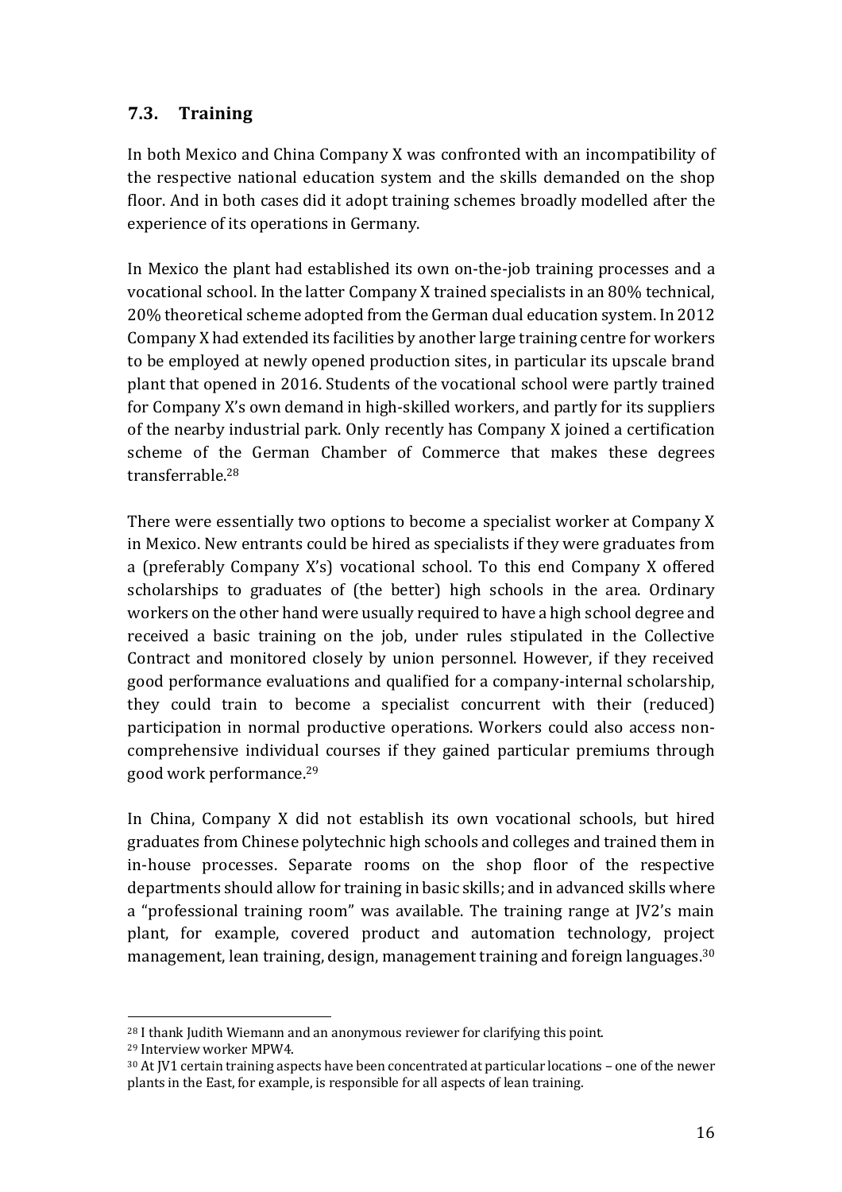### 7.3. Training

In both Mexico and China Company X was confronted with an incompatibility of the respective national education system and the skills demanded on the shop floor. And in both cases did it adopt training schemes broadly modelled after the experience of its operations in Germany.

In Mexico the plant had established its own on-the-job training processes and a vocational school. In the latter Company X trained specialists in an 80% technical, 20% theoretical scheme adopted from the German dual education system. In 2012 Company X had extended its facilities by another large training centre for workers to be employed at newly opened production sites, in particular its upscale brand plant that opened in 2016. Students of the vocational school were partly trained for Company X's own demand in high-skilled workers, and partly for its suppliers of the nearby industrial park. Only recently has Company X joined a certification scheme of the German Chamber of Commerce that makes these degrees transferrable.[28]

There were essentially two options to become a specialist worker at Company X in Mexico. New entrants could be hired as specialists if they were graduates from a (preferably Company X's) vocational school. To this end Company X offered scholarships to graduates of (the better) high schools in the area. Ordinary workers on the other hand were usually required to have a high school degree and received a basic training on the job, under rules stipulated in the Collective Contract and monitored closely by union personnel. However, if they received good performance evaluations and qualified for a company-internal scholarship, they could train to become a specialist concurrent with their (reduced) participation in normal productive operations. Workers could also access non-comprehensive individual courses if they gained particular premiums through good work performance.[29]

In China, Company X did not establish its own vocational schools, but hired graduates from Chinese polytechnic high schools and colleges and trained them in in-house processes. Separate rooms on the shop floor of the respective departments should allow for training in basic skills; and in advanced skills where a "professional training room" was available. The training range at JV2's main plant, for example, covered product and automation technology, project management, lean training, design, management training and foreign languages.[30]

[28] I thank Judith Wiemann and an anonymous reviewer for clarifying this point.

[29] Interview worker MPW4.

[30] At JV1 certain training aspects have been concentrated at particular locations – one of the newer plants in the East, for example, is responsible for all aspects of lean training.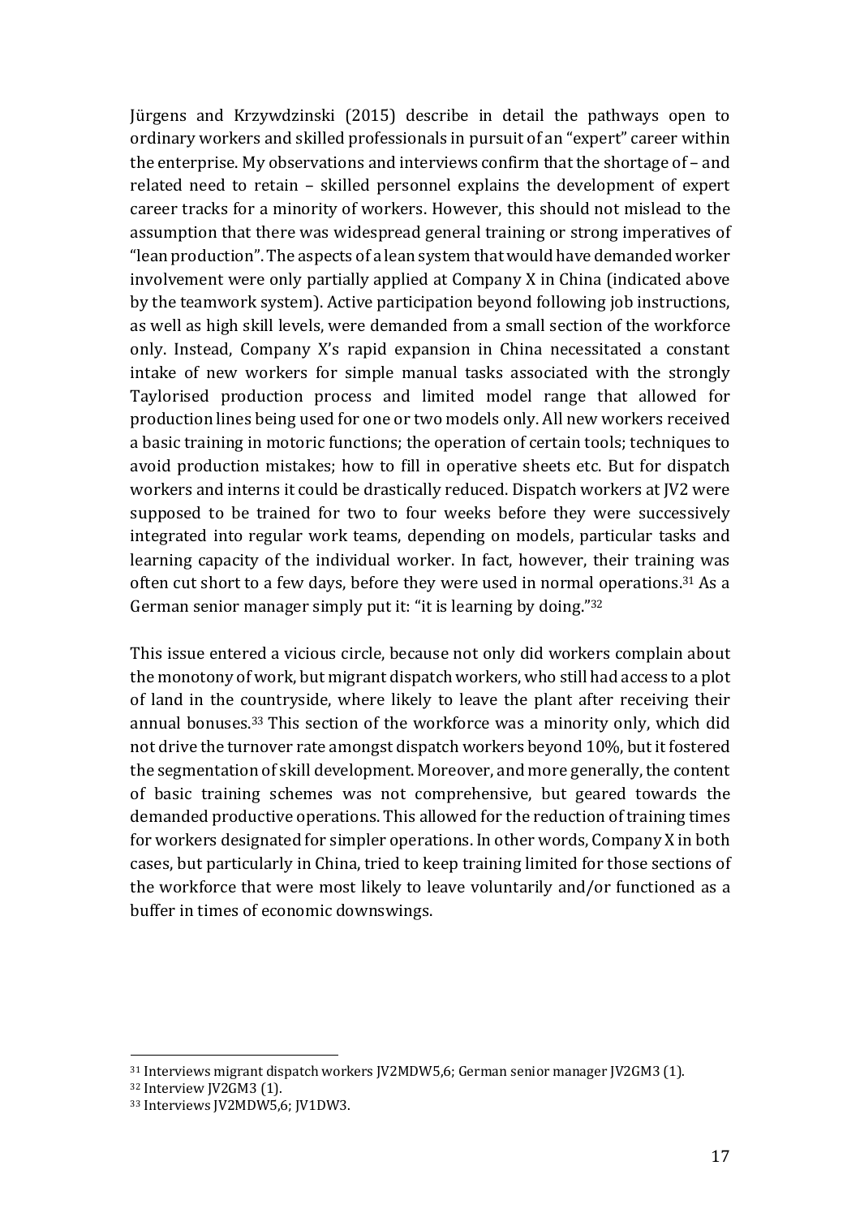Jürgens and Krzywdzinski (2015) describe in detail the pathways open to ordinary workers and skilled professionals in pursuit of an "expert" career within the enterprise. My observations and interviews confirm that the shortage of – and related need to retain – skilled personnel explains the development of expert career tracks for a minority of workers. However, this should not mislead to the assumption that there was widespread general training or strong imperatives of "lean production". The aspects of a lean system that would have demanded worker involvement were only partially applied at Company X in China (indicated above by the teamwork system). Active participation beyond following job instructions, as well as high skill levels, were demanded from a small section of the workforce only. Instead, Company X's rapid expansion in China necessitated a constant intake of new workers for simple manual tasks associated with the strongly Taylorised production process and limited model range that allowed for production lines being used for one or two models only. All new workers received a basic training in motoric functions; the operation of certain tools; techniques to avoid production mistakes; how to fill in operative sheets etc. But for dispatch workers and interns it could be drastically reduced. Dispatch workers at JV2 were supposed to be trained for two to four weeks before they were successively integrated into regular work teams, depending on models, particular tasks and learning capacity of the individual worker. In fact, however, their training was often cut short to a few days, before they were used in normal operations.[31] As a German senior manager simply put it: "it is learning by doing."[32]

This issue entered a vicious circle, because not only did workers complain about the monotony of work, but migrant dispatch workers, who still had access to a plot of land in the countryside, where likely to leave the plant after receiving their annual bonuses.[33] This section of the workforce was a minority only, which did not drive the turnover rate amongst dispatch workers beyond 10%, but it fostered the segmentation of skill development. Moreover, and more generally, the content of basic training schemes was not comprehensive, but geared towards the demanded productive operations. This allowed for the reduction of training times for workers designated for simpler operations. In other words, Company X in both cases, but particularly in China, tried to keep training limited for those sections of the workforce that were most likely to leave voluntarily and/or functioned as a buffer in times of economic downswings.

[31] Interviews migrant dispatch workers JV2MDW5,6; German senior manager JV2GM3 (1).

[32] Interview JV2GM3 (1).

[33] Interviews JV2MDW5,6; JV1DW3.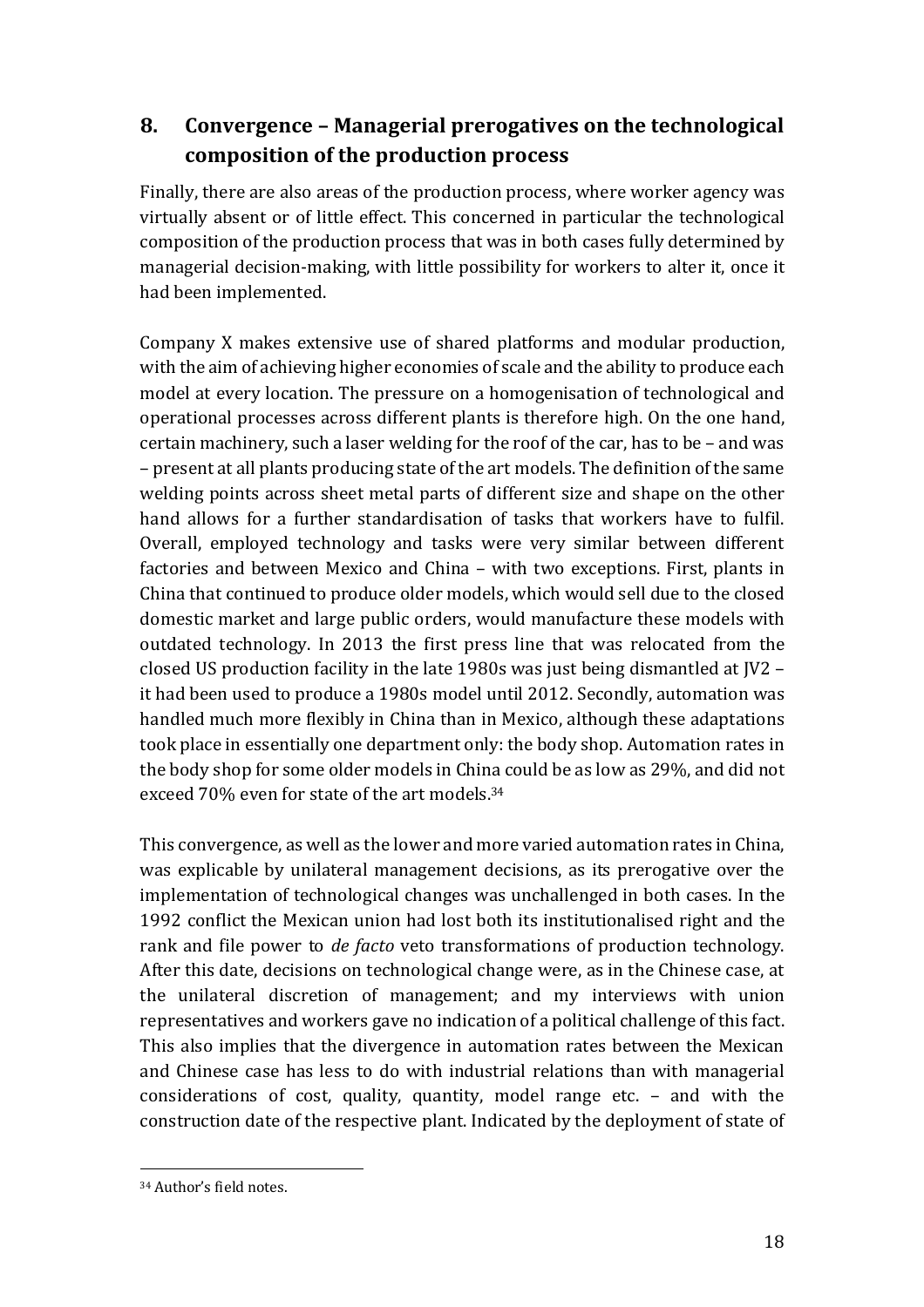## 8. Convergence – Managerial prerogatives on the technological composition of the production process

Finally, there are also areas of the production process, where worker agency was virtually absent or of little effect. This concerned in particular the technological composition of the production process that was in both cases fully determined by managerial decision-making, with little possibility for workers to alter it, once it had been implemented.

Company X makes extensive use of shared platforms and modular production, with the aim of achieving higher economies of scale and the ability to produce each model at every location. The pressure on a homogenisation of technological and operational processes across different plants is therefore high. On the one hand, certain machinery, such a laser welding for the roof of the car, has to be – and was – present at all plants producing state of the art models. The definition of the same welding points across sheet metal parts of different size and shape on the other hand allows for a further standardisation of tasks that workers have to fulfil. Overall, employed technology and tasks were very similar between different factories and between Mexico and China – with two exceptions. First, plants in China that continued to produce older models, which would sell due to the closed domestic market and large public orders, would manufacture these models with outdated technology. In 2013 the first press line that was relocated from the closed US production facility in the late 1980s was just being dismantled at JV2 – it had been used to produce a 1980s model until 2012. Secondly, automation was handled much more flexibly in China than in Mexico, although these adaptations took place in essentially one department only: the body shop. Automation rates in the body shop for some older models in China could be as low as 29%, and did not exceed 70% even for state of the art models.[34]

This convergence, as well as the lower and more varied automation rates in China, was explicable by unilateral management decisions, as its prerogative over the implementation of technological changes was unchallenged in both cases. In the 1992 conflict the Mexican union had lost both its institutionalised right and the rank and file power to *de facto* veto transformations of production technology. After this date, decisions on technological change were, as in the Chinese case, at the unilateral discretion of management; and my interviews with union representatives and workers gave no indication of a political challenge of this fact. This also implies that the divergence in automation rates between the Mexican and Chinese case has less to do with industrial relations than with managerial considerations of cost, quality, quantity, model range etc. – and with the construction date of the respective plant. Indicated by the deployment of state of

[34] Author's field notes.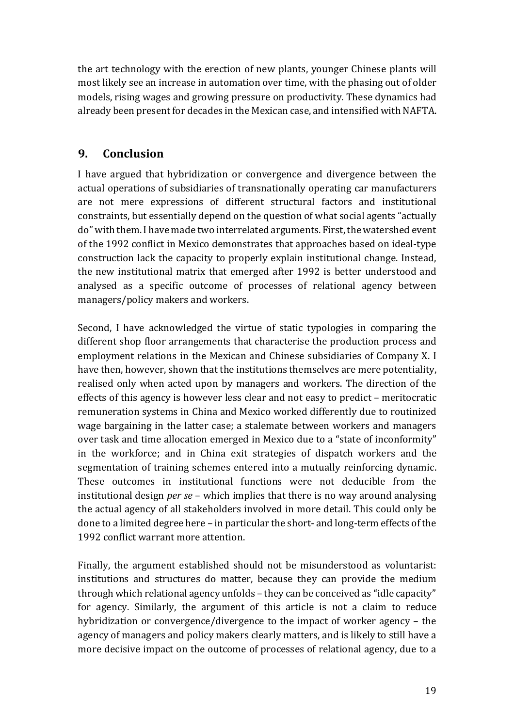the art technology with the erection of new plants, younger Chinese plants will most likely see an increase in automation over time, with the phasing out of older models, rising wages and growing pressure on productivity. These dynamics had already been present for decades in the Mexican case, and intensified with NAFTA.

## 9. Conclusion

I have argued that hybridization or convergence and divergence between the actual operations of subsidiaries of transnationally operating car manufacturers are not mere expressions of different structural factors and institutional constraints, but essentially depend on the question of what social agents "actually do" with them. I have made two interrelated arguments. First, the watershed event of the 1992 conflict in Mexico demonstrates that approaches based on ideal-type construction lack the capacity to properly explain institutional change. Instead, the new institutional matrix that emerged after 1992 is better understood and analysed as a specific outcome of processes of relational agency between managers/policy makers and workers.

Second, I have acknowledged the virtue of static typologies in comparing the different shop floor arrangements that characterise the production process and employment relations in the Mexican and Chinese subsidiaries of Company X. I have then, however, shown that the institutions themselves are mere potentiality, realised only when acted upon by managers and workers. The direction of the effects of this agency is however less clear and not easy to predict – meritocratic remuneration systems in China and Mexico worked differently due to routinized wage bargaining in the latter case; a stalemate between workers and managers over task and time allocation emerged in Mexico due to a "state of inconformity" in the workforce; and in China exit strategies of dispatch workers and the segmentation of training schemes entered into a mutually reinforcing dynamic. These outcomes in institutional functions were not deducible from the institutional design *per se* – which implies that there is no way around analysing the actual agency of all stakeholders involved in more detail. This could only be done to a limited degree here – in particular the short- and long-term effects of the 1992 conflict warrant more attention.

Finally, the argument established should not be misunderstood as voluntarist: institutions and structures do matter, because they can provide the medium through which relational agency unfolds – they can be conceived as "idle capacity" for agency. Similarly, the argument of this article is not a claim to reduce hybridization or convergence/divergence to the impact of worker agency – the agency of managers and policy makers clearly matters, and is likely to still have a more decisive impact on the outcome of processes of relational agency, due to a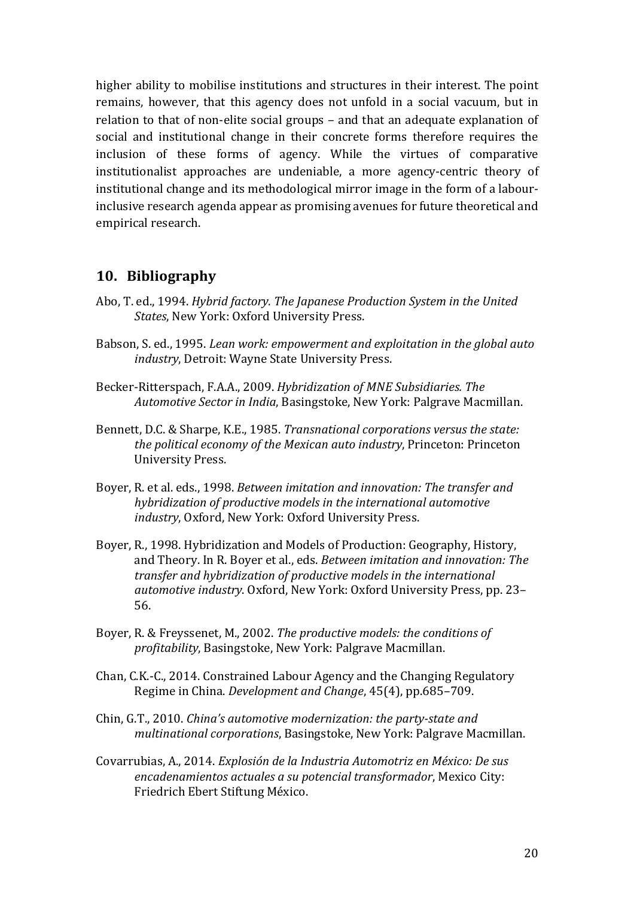higher ability to mobilise institutions and structures in their interest. The point remains, however, that this agency does not unfold in a social vacuum, but in relation to that of non-elite social groups – and that an adequate explanation of social and institutional change in their concrete forms therefore requires the inclusion of these forms of agency. While the virtues of comparative institutionalist approaches are undeniable, a more agency-centric theory of institutional change and its methodological mirror image in the form of a labour-inclusive research agenda appear as promising avenues for future theoretical and empirical research.

## 10. Bibliography

Abo, T. ed., 1994. *Hybrid factory. The Japanese Production System in the United States*, New York: Oxford University Press.

Babson, S. ed., 1995. *Lean work: empowerment and exploitation in the global auto industry*, Detroit: Wayne State University Press.

Becker-Ritterspach, F.A.A., 2009. *Hybridization of MNE Subsidiaries. The Automotive Sector in India*, Basingstoke, New York: Palgrave Macmillan.

Bennett, D.C. & Sharpe, K.E., 1985. *Transnational corporations versus the state: the political economy of the Mexican auto industry*, Princeton: Princeton University Press.

Boyer, R. et al. eds., 1998. *Between imitation and innovation: The transfer and hybridization of productive models in the international automotive industry*, Oxford, New York: Oxford University Press.

Boyer, R., 1998. Hybridization and Models of Production: Geography, History, and Theory. In R. Boyer et al., eds. *Between imitation and innovation: The transfer and hybridization of productive models in the international automotive industry*. Oxford, New York: Oxford University Press, pp. 23–56.

Boyer, R. & Freyssenet, M., 2002. *The productive models: the conditions of profitability*, Basingstoke, New York: Palgrave Macmillan.

Chan, C.K.-C., 2014. Constrained Labour Agency and the Changing Regulatory Regime in China. *Development and Change*, 45(4), pp.685–709.

Chin, G.T., 2010. *China's automotive modernization: the party-state and multinational corporations*, Basingstoke, New York: Palgrave Macmillan.

Covarrubias, A., 2014. *Explosión de la Industria Automotriz en México: De sus encadenamientos actuales a su potencial transformador*, Mexico City: Friedrich Ebert Stiftung México.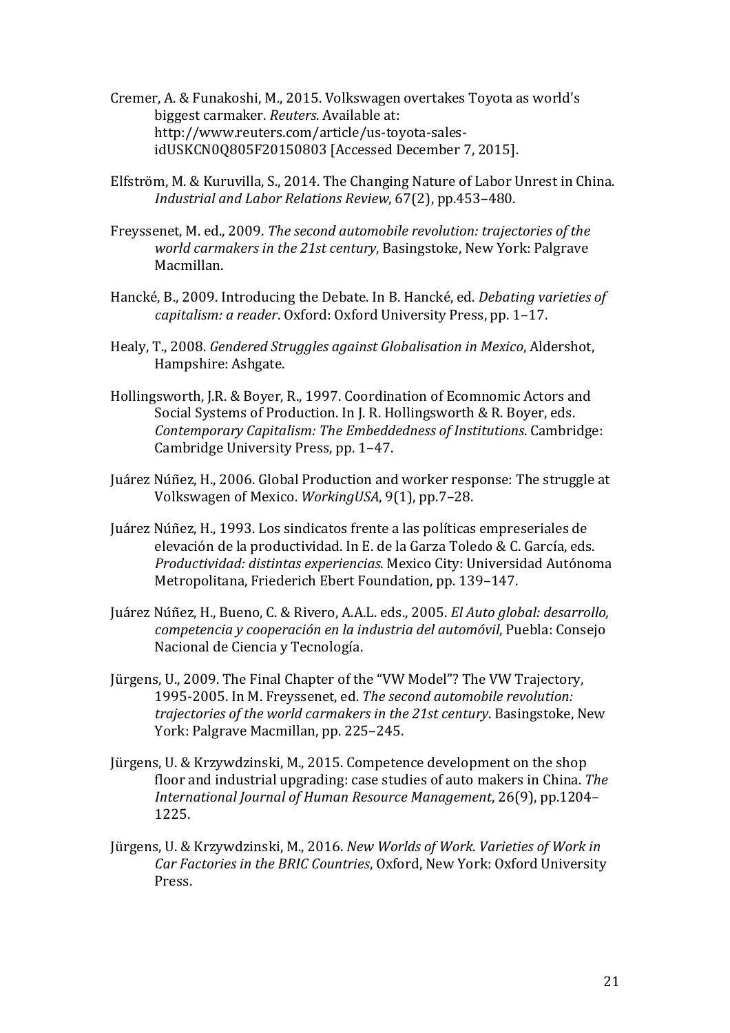Cremer, A. & Funakoshi, M., 2015. Volkswagen overtakes Toyota as world's biggest carmaker. *Reuters*. Available at: http://www.reuters.com/article/us-toyota-sales-idUSKCN0Q805F20150803 [Accessed December 7, 2015].

Elfström, M. & Kuruvilla, S., 2014. The Changing Nature of Labor Unrest in China. *Industrial and Labor Relations Review*, 67(2), pp.453–480.

Freyssenet, M. ed., 2009. *The second automobile revolution: trajectories of the world carmakers in the 21st century*, Basingstoke, New York: Palgrave Macmillan.

Hancké, B., 2009. Introducing the Debate. In B. Hancké, ed. *Debating varieties of capitalism: a reader*. Oxford: Oxford University Press, pp. 1–17.

Healy, T., 2008. *Gendered Struggles against Globalisation in Mexico*, Aldershot, Hampshire: Ashgate.

Hollingsworth, J.R. & Boyer, R., 1997. Coordination of Ecomnomic Actors and Social Systems of Production. In J. R. Hollingsworth & R. Boyer, eds. *Contemporary Capitalism: The Embeddedness of Institutions*. Cambridge: Cambridge University Press, pp. 1–47.

Juárez Núñez, H., 2006. Global Production and worker response: The struggle at Volkswagen of Mexico. *WorkingUSA*, 9(1), pp.7–28.

Juárez Núñez, H., 1993. Los sindicatos frente a las políticas empreseriales de elevación de la productividad. In E. de la Garza Toledo & C. García, eds. *Productividad: distintas experiencias*. Mexico City: Universidad Autónoma Metropolitana, Friederich Ebert Foundation, pp. 139–147.

Juárez Núñez, H., Bueno, C. & Rivero, A.A.L. eds., 2005. *El Auto global: desarrollo, competencia y cooperación en la industria del automóvil*, Puebla: Consejo Nacional de Ciencia y Tecnología.

Jürgens, U., 2009. The Final Chapter of the "VW Model"? The VW Trajectory, 1995-2005. In M. Freyssenet, ed. *The second automobile revolution: trajectories of the world carmakers in the 21st century*. Basingstoke, New York: Palgrave Macmillan, pp. 225–245.

Jürgens, U. & Krzywdzinski, M., 2015. Competence development on the shop floor and industrial upgrading: case studies of auto makers in China. *The International Journal of Human Resource Management*, 26(9), pp.1204–1225.

Jürgens, U. & Krzywdzinski, M., 2016. *New Worlds of Work. Varieties of Work in Car Factories in the BRIC Countries*, Oxford, New York: Oxford University Press.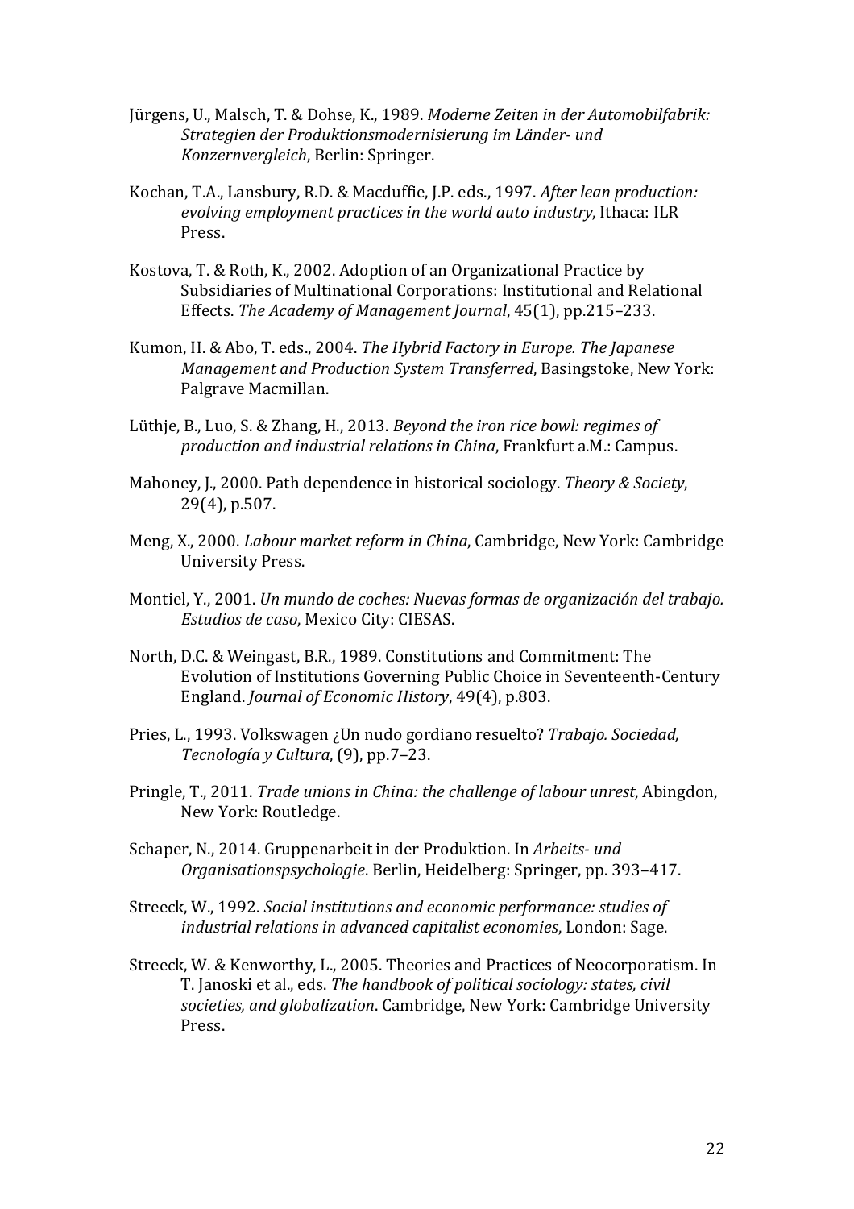Jürgens, U., Malsch, T. & Dohse, K., 1989. *Moderne Zeiten in der Automobilfabrik: Strategien der Produktionsmodernisierung im Länder- und Konzernvergleich*, Berlin: Springer.

Kochan, T.A., Lansbury, R.D. & Macduffie, J.P. eds., 1997. *After lean production: evolving employment practices in the world auto industry*, Ithaca: ILR Press.

Kostova, T. & Roth, K., 2002. Adoption of an Organizational Practice by Subsidiaries of Multinational Corporations: Institutional and Relational Effects. *The Academy of Management Journal*, 45(1), pp.215–233.

Kumon, H. & Abo, T. eds., 2004. *The Hybrid Factory in Europe. The Japanese Management and Production System Transferred*, Basingstoke, New York: Palgrave Macmillan.

Lüthje, B., Luo, S. & Zhang, H., 2013. *Beyond the iron rice bowl: regimes of production and industrial relations in China*, Frankfurt a.M.: Campus.

Mahoney, J., 2000. Path dependence in historical sociology. *Theory & Society*, 29(4), p.507.

Meng, X., 2000. *Labour market reform in China*, Cambridge, New York: Cambridge University Press.

Montiel, Y., 2001. *Un mundo de coches: Nuevas formas de organización del trabajo. Estudios de caso*, Mexico City: CIESAS.

North, D.C. & Weingast, B.R., 1989. Constitutions and Commitment: The Evolution of Institutions Governing Public Choice in Seventeenth-Century England. *Journal of Economic History*, 49(4), p.803.

Pries, L., 1993. Volkswagen ¿Un nudo gordiano resuelto? *Trabajo. Sociedad, Tecnología y Cultura*, (9), pp.7–23.

Pringle, T., 2011. *Trade unions in China: the challenge of labour unrest*, Abingdon, New York: Routledge.

Schaper, N., 2014. Gruppenarbeit in der Produktion. In *Arbeits- und Organisationspsychologie*. Berlin, Heidelberg: Springer, pp. 393–417.

Streeck, W., 1992. *Social institutions and economic performance: studies of industrial relations in advanced capitalist economies*, London: Sage.

Streeck, W. & Kenworthy, L., 2005. Theories and Practices of Neocorporatism. In T. Janoski et al., eds. *The handbook of political sociology: states, civil societies, and globalization*. Cambridge, New York: Cambridge University Press.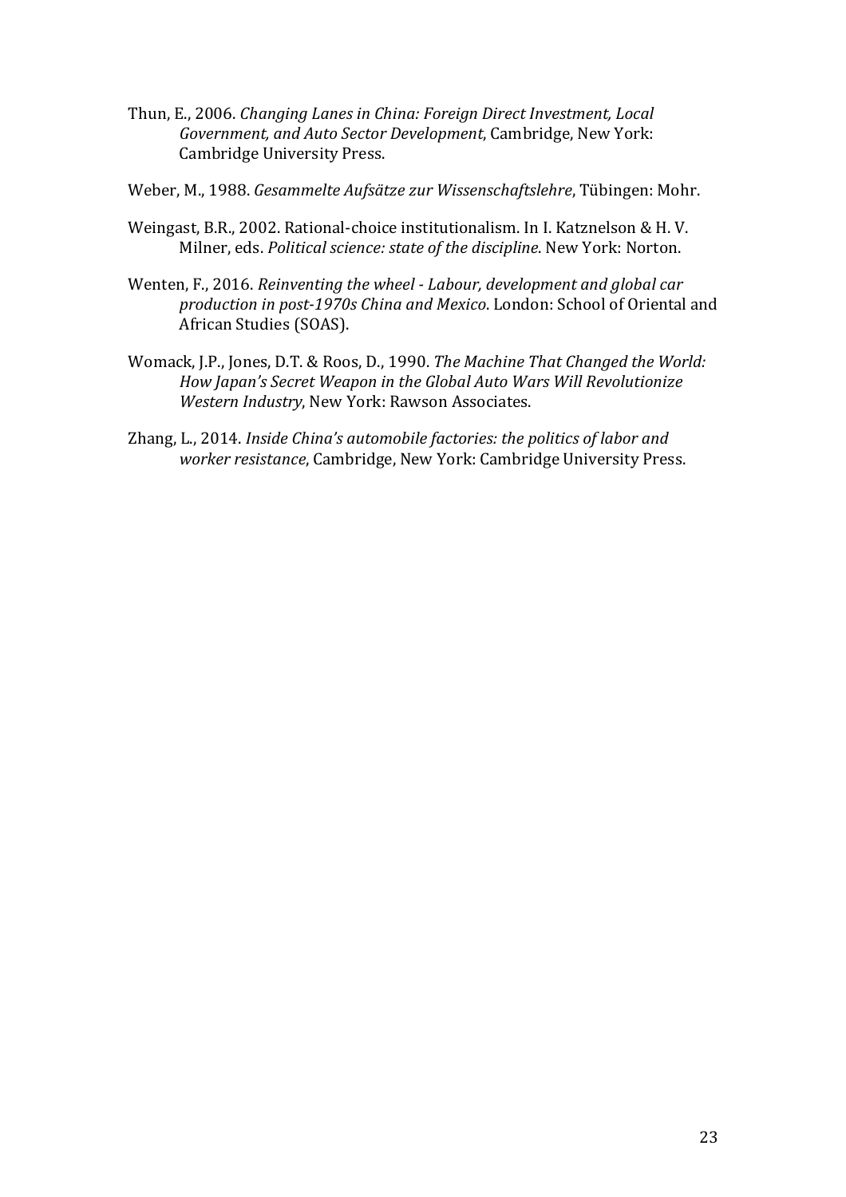Thun, E., 2006. *Changing Lanes in China: Foreign Direct Investment, Local Government, and Auto Sector Development*, Cambridge, New York: Cambridge University Press.

Weber, M., 1988. *Gesammelte Aufsätze zur Wissenschaftslehre*, Tübingen: Mohr.

Weingast, B.R., 2002. Rational-choice institutionalism. In I. Katznelson & H. V. Milner, eds. *Political science: state of the discipline*. New York: Norton.

Wenten, F., 2016. *Reinventing the wheel - Labour, development and global car production in post-1970s China and Mexico*. London: School of Oriental and African Studies (SOAS).

Womack, J.P., Jones, D.T. & Roos, D., 1990. *The Machine That Changed the World: How Japan's Secret Weapon in the Global Auto Wars Will Revolutionize Western Industry*, New York: Rawson Associates.

Zhang, L., 2014. *Inside China's automobile factories: the politics of labor and worker resistance*, Cambridge, New York: Cambridge University Press.